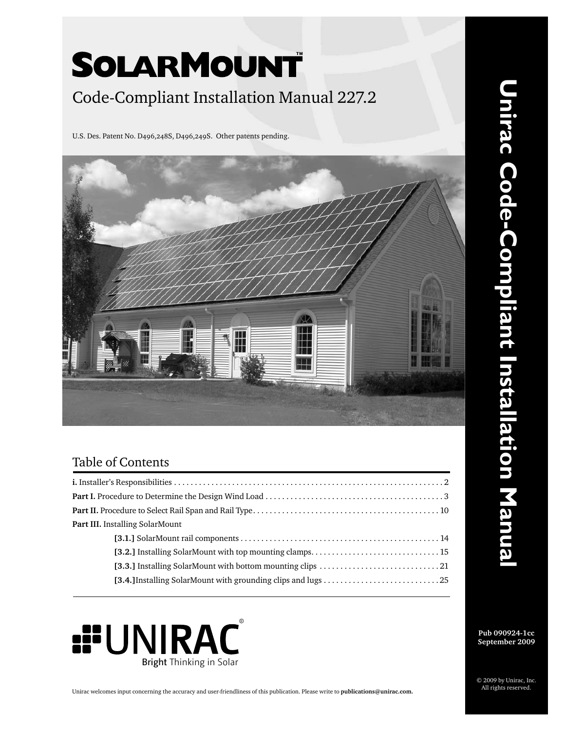# SolarMount™

## Code-Compliant Installation Manual 227.2

U.S. Des. Patent No. D496,248S, D496,249S. Other patents pending.

## Table of Contents

**i.** Installer's Responsibilities . . . . . . . . . . . . . . . . . . . . . . . . . . . . . . . . . . . . . . . . . . . . . . . . . . 2

**Part I.** Procedure to Determine the Design Wind Load . . . . . . . . . . . . . . . . . . . . . . . . . . . . . . . 3

**Part II.** Procedure to Select Rail Span and Rail Type . . . . . . . . . . . . . . . . . . . . . . . . . . . . . . . 10

**Part III.** Installing SolarMount

- **[3.1.]** SolarMount rail components . . . . . . . . . . . . . . . . . . . . . . . . . . . . . . . . . . . . . . . 14
- **[3.2.]** Installing SolarMount with top mounting clamps . . . . . . . . . . . . . . . . . . . . . . . . . . . 15
- **[3.3.]** Installing SolarMount with bottom mounting clips . . . . . . . . . . . . . . . . . . . . . . . . . . 21
- **[3.4.]** Installing SolarMount with grounding clips and lugs . . . . . . . . . . . . . . . . . . . . . . . . 25

UNIRAC®

Bright Thinking in Solar

Unirac welcomes input concerning the accuracy and user-friendliness of this publication. Please write to **publications@unirac.com.**

**Unirac Code-Compliant Installation Manual**

**Pub 090924-1cc**
**September 2009**

© 2009 by Unirac, Inc.
All rights reserved.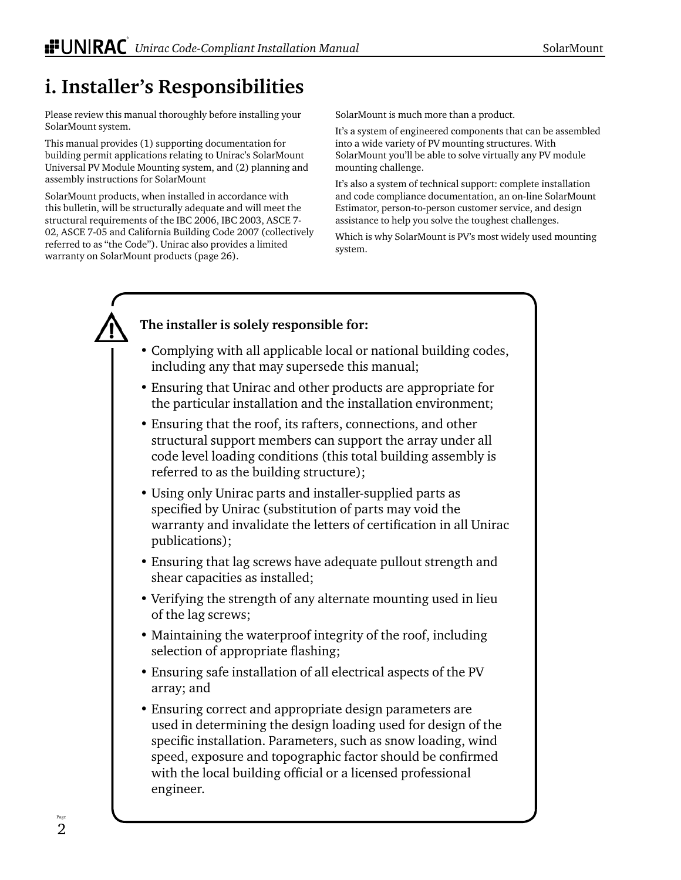# i. Installer's Responsibilities

Please review this manual thoroughly before installing your SolarMount system.

This manual provides (1) supporting documentation for building permit applications relating to Unirac's SolarMount Universal PV Module Mounting system, and (2) planning and assembly instructions for SolarMount

SolarMount products, when installed in accordance with this bulletin, will be structurally adequate and will meet the structural requirements of the IBC 2006, IBC 2003, ASCE 7-02, ASCE 7-05 and California Building Code 2007 (collectively referred to as "the Code"). Unirac also provides a limited warranty on SolarMount products (page 26).

SolarMount is much more than a product.

It's a system of engineered components that can be assembled into a wide variety of PV mounting structures. With SolarMount you'll be able to solve virtually any PV module mounting challenge.

It's also a system of technical support: complete installation and code compliance documentation, an on-line SolarMount Estimator, person-to-person customer service, and design assistance to help you solve the toughest challenges.

Which is why SolarMount is PV's most widely used mounting system.

**The installer is solely responsible for:**

- Complying with all applicable local or national building codes, including any that may supersede this manual;
- Ensuring that Unirac and other products are appropriate for the particular installation and the installation environment;
- Ensuring that the roof, its rafters, connections, and other structural support members can support the array under all code level loading conditions (this total building assembly is referred to as the building structure);
- Using only Unirac parts and installer-supplied parts as specified by Unirac (substitution of parts may void the warranty and invalidate the letters of certification in all Unirac publications);
- Ensuring that lag screws have adequate pullout strength and shear capacities as installed;
- Verifying the strength of any alternate mounting used in lieu of the lag screws;
- Maintaining the waterproof integrity of the roof, including selection of appropriate flashing;
- Ensuring safe installation of all electrical aspects of the PV array; and
- Ensuring correct and appropriate design parameters are used in determining the design loading used for design of the specific installation. Parameters, such as snow loading, wind speed, exposure and topographic factor should be confirmed with the local building official or a licensed professional engineer.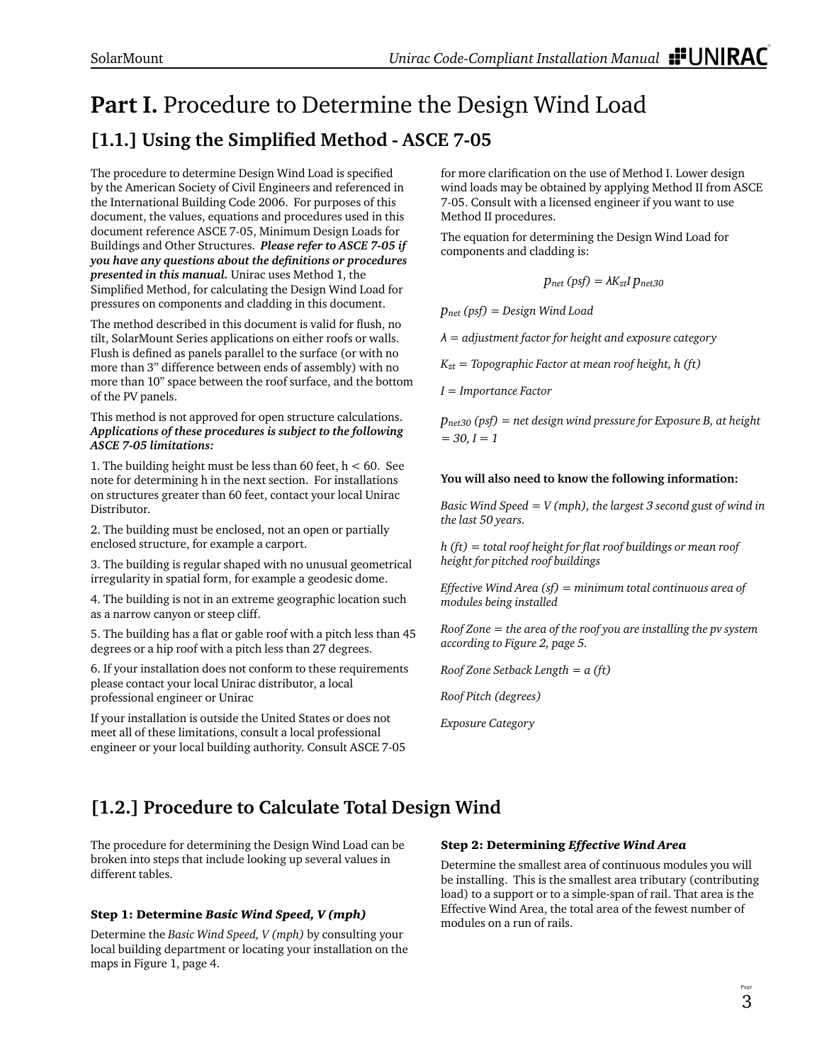# **Part I.** Procedure to Determine the Design Wind Load

## [1.1.] Using the Simplified Method - ASCE 7-05

The procedure to determine Design Wind Load is specified by the American Society of Civil Engineers and referenced in the International Building Code 2006. For purposes of this document, the values, equations and procedures used in this document reference ASCE 7-05, Minimum Design Loads for Buildings and Other Structures. ***Please refer to ASCE 7-05 if you have any questions about the definitions or procedures presented in this manual.*** Unirac uses Method 1, the Simplified Method, for calculating the Design Wind Load for pressures on components and cladding in this document.

The method described in this document is valid for flush, no tilt, SolarMount Series applications on either roofs or walls. Flush is defined as panels parallel to the surface (or with no more than 3" difference between ends of assembly) with no more than 10" space between the roof surface, and the bottom of the PV panels.

This method is not approved for open structure calculations. ***Applications of these procedures is subject to the following ASCE 7-05 limitations:***

1. The building height must be less than 60 feet, h < 60. See note for determining h in the next section. For installations on structures greater than 60 feet, contact your local Unirac Distributor.

2. The building must be enclosed, not an open or partially enclosed structure, for example a carport.

3. The building is regular shaped with no unusual geometrical irregularity in spatial form, for example a geodesic dome.

4. The building is not in an extreme geographic location such as a narrow canyon or steep cliff.

5. The building has a flat or gable roof with a pitch less than 45 degrees or a hip roof with a pitch less than 27 degrees.

6. If your installation does not conform to these requirements please contact your local Unirac distributor, a local professional engineer or Unirac

If your installation is outside the United States or does not meet all of these limitations, consult a local professional engineer or your local building authority. Consult ASCE 7-05 for more clarification on the use of Method I. Lower design wind loads may be obtained by applying Method II from ASCE 7-05. Consult with a licensed engineer if you want to use Method II procedures.

The equation for determining the Design Wind Load for components and cladding is:

$$p_{net}\ (psf) = \lambda K_{zt} I\, p_{net30}$$

*$p_{net}$ (psf) = Design Wind Load*

*$\lambda$ = adjustment factor for height and exposure category*

*$K_{zt}$ = Topographic Factor at mean roof height, h (ft)*

*I = Importance Factor*

*$p_{net30}$ (psf) = net design wind pressure for Exposure B, at height = 30, I = 1*

**You will also need to know the following information:**

*Basic Wind Speed = V (mph), the largest 3 second gust of wind in the last 50 years.*

*h (ft) = total roof height for flat roof buildings or mean roof height for pitched roof buildings*

*Effective Wind Area (sf) = minimum total continuous area of modules being installed*

*Roof Zone = the area of the roof you are installing the pv system according to Figure 2, page 5.*

*Roof Zone Setback Length = a (ft)*

*Roof Pitch (degrees)*

*Exposure Category*

## [1.2.] Procedure to Calculate Total Design Wind

The procedure for determining the Design Wind Load can be broken into steps that include looking up several values in different tables.

#### Step 1: Determine *Basic Wind Speed, V (mph)*

Determine the *Basic Wind Speed, V (mph)* by consulting your local building department or locating your installation on the maps in Figure 1, page 4.

#### Step 2: Determining *Effective Wind Area*

Determine the smallest area of continuous modules you will be installing. This is the smallest area tributary (contributing load) to a support or to a simple-span of rail. That area is the Effective Wind Area, the total area of the fewest number of modules on a run of rails.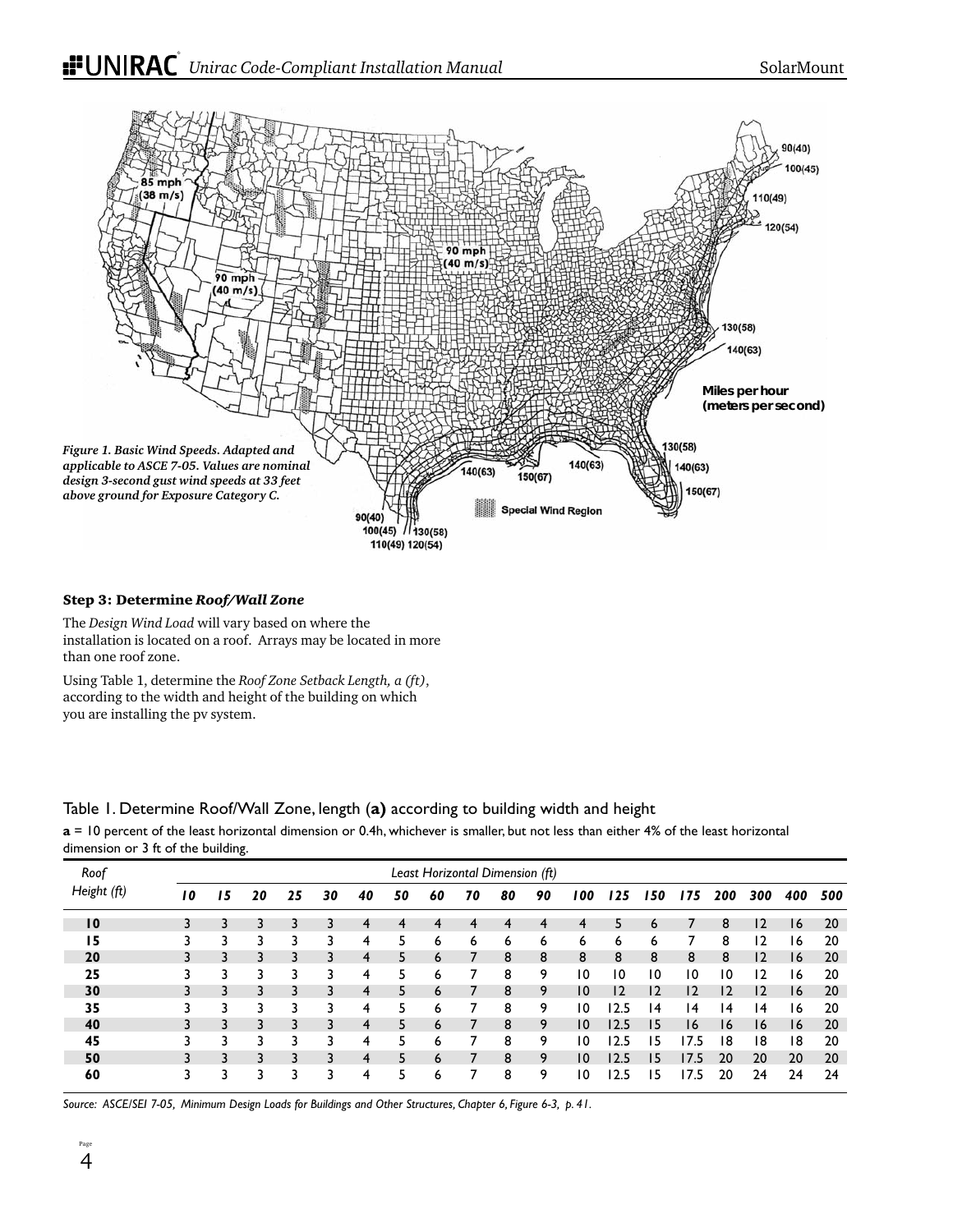Figure 1. Basic Wind Speeds. Adapted and applicable to ASCE 7-05. Values are nominal design 3-second gust wind speeds at 33 feet above ground for Exposure Category C.

### Step 3: Determine *Roof/Wall Zone*

The *Design Wind Load* will vary based on where the installation is located on a roof. Arrays may be located in more than one roof zone.

Using Table 1, determine the *Roof Zone Setback Length, a (ft)*, according to the width and height of the building on which you are installing the pv system.

Table 1. Determine Roof/Wall Zone, length (**a**) according to building width and height

**a** = 10 percent of the least horizontal dimension or 0.4h, whichever is smaller, but not less than either 4% of the least horizontal dimension or 3 ft of the building.

| *Roof Height (ft)* | *Least Horizontal Dimension (ft)* | | | | | | | | | | | | | | | | | | |
|---|---|---|---|---|---|---|---|---|---|---|---|---|---|---|---|---|---|---|---|
| | *10* | *15* | *20* | *25* | *30* | *40* | *50* | *60* | *70* | *80* | *90* | *100* | *125* | *150* | *175* | *200* | *300* | *400* | *500* |
| **10** | 3 | 3 | 3 | 3 | 3 | 4 | 4 | 4 | 4 | 4 | 4 | 4 | 5 | 6 | 7 | 8 | 12 | 16 | 20 |
| **15** | 3 | 3 | 3 | 3 | 3 | 4 | 5 | 6 | 6 | 6 | 6 | 6 | 6 | 6 | 7 | 8 | 12 | 16 | 20 |
| **20** | 3 | 3 | 3 | 3 | 3 | 4 | 5 | 6 | 7 | 8 | 8 | 8 | 8 | 8 | 8 | 8 | 12 | 16 | 20 |
| **25** | 3 | 3 | 3 | 3 | 3 | 4 | 5 | 6 | 7 | 8 | 9 | 10 | 10 | 10 | 10 | 10 | 12 | 16 | 20 |
| **30** | 3 | 3 | 3 | 3 | 3 | 4 | 5 | 6 | 7 | 8 | 9 | 10 | 12 | 12 | 12 | 12 | 12 | 16 | 20 |
| **35** | 3 | 3 | 3 | 3 | 3 | 4 | 5 | 6 | 7 | 8 | 9 | 10 | 12.5 | 14 | 14 | 14 | 14 | 16 | 20 |
| **40** | 3 | 3 | 3 | 3 | 3 | 4 | 5 | 6 | 7 | 8 | 9 | 10 | 12.5 | 15 | 16 | 16 | 16 | 16 | 20 |
| **45** | 3 | 3 | 3 | 3 | 3 | 4 | 5 | 6 | 7 | 8 | 9 | 10 | 12.5 | 15 | 17.5 | 18 | 18 | 18 | 20 |
| **50** | 3 | 3 | 3 | 3 | 3 | 4 | 5 | 6 | 7 | 8 | 9 | 10 | 12.5 | 15 | 17.5 | 20 | 20 | 20 | 20 |
| **60** | 3 | 3 | 3 | 3 | 3 | 4 | 5 | 6 | 7 | 8 | 9 | 10 | 12.5 | 15 | 17.5 | 20 | 24 | 24 | 24 |

*Source: ASCE/SEI 7-05, Minimum Design Loads for Buildings and Other Structures, Chapter 6, Figure 6-3, p. 41.*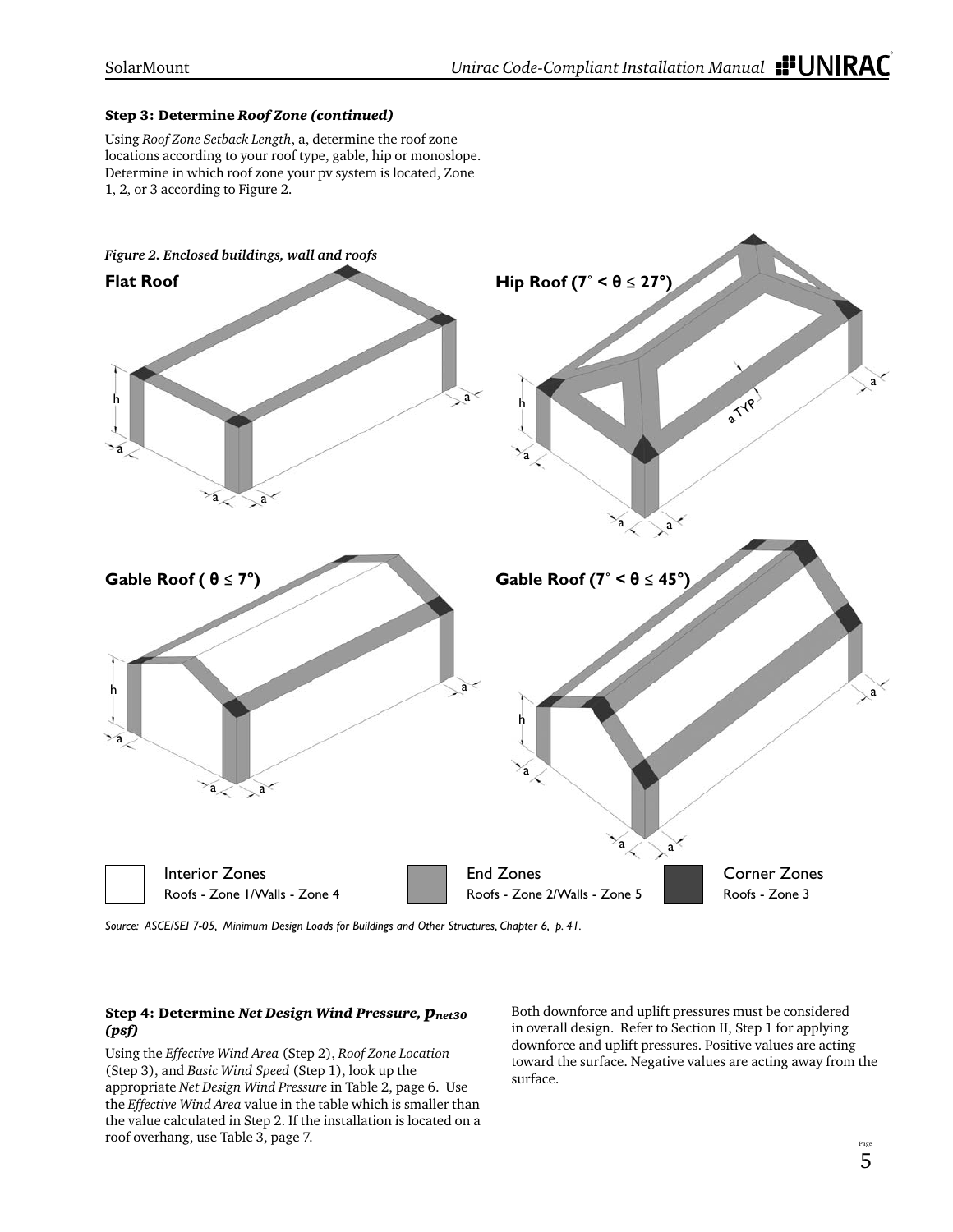### Step 3: Determine *Roof Zone (continued)*

Using *Roof Zone Setback Length*, a, determine the roof zone locations according to your roof type, gable, hip or monoslope. Determine in which roof zone your pv system is located, Zone 1, 2, or 3 according to Figure 2.

*Figure 2. Enclosed buildings, wall and roofs*

**Flat Roof**

**Hip Roof (7° < θ ≤ 27°)**

**Gable Roof ( θ ≤ 7°)**

**Gable Roof (7° < θ ≤ 45°)**

| Interior Zones | End Zones | Corner Zones |
|---|---|---|
| Roofs - Zone 1/Walls - Zone 4 | Roofs - Zone 2/Walls - Zone 5 | Roofs - Zone 3 |

*Source: ASCE/SEI 7-05, Minimum Design Loads for Buildings and Other Structures, Chapter 6, p. 41.*

### Step 4: Determine *Net Design Wind Pressure, $p_{net30}$ (psf)*

Using the *Effective Wind Area* (Step 2), *Roof Zone Location* (Step 3), and *Basic Wind Speed* (Step 1), look up the appropriate *Net Design Wind Pressure* in Table 2, page 6. Use the *Effective Wind Area* value in the table which is smaller than the value calculated in Step 2. If the installation is located on a roof overhang, use Table 3, page 7.

Both downforce and uplift pressures must be considered in overall design. Refer to Section II, Step 1 for applying downforce and uplift pressures. Positive values are acting toward the surface. Negative values are acting away from the surface.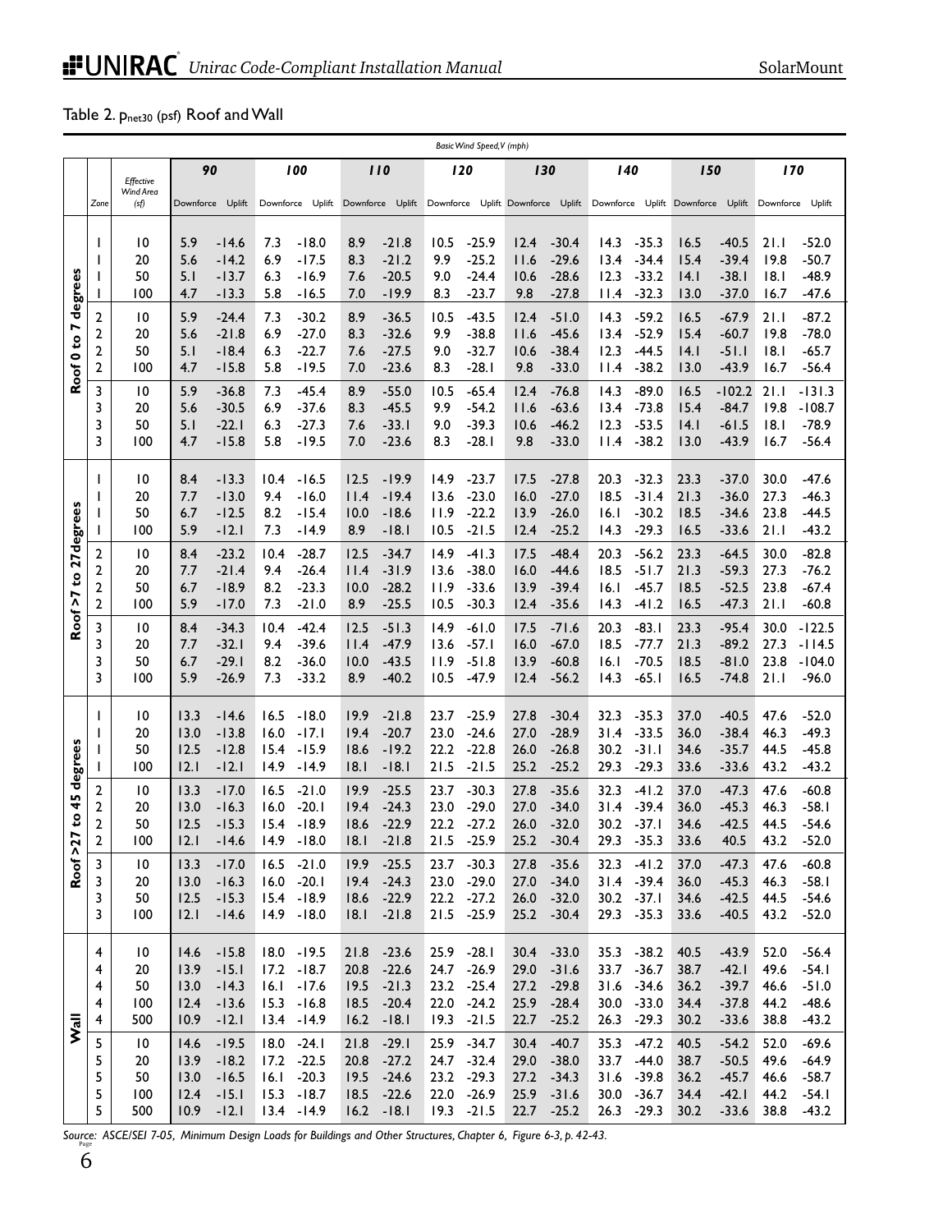## Table 2. $p_{net30}$ (psf) Roof and Wall

| | | | Basic Wind Speed, V (mph) | | | | | | | | | | | | | | | |
|---|---|---|---|---|---|---|---|---|---|---|---|---|---|---|---|---|---|---|
| | | Effective Wind Area | 90 | | 100 | | 110 | | 120 | | 130 | | 140 | | 150 | | 170 | |
| | Zone | (sf) | Downforce | Uplift | Downforce | Uplift | Downforce | Uplift | Downforce | Uplift | Downforce | Uplift | Downforce | Uplift | Downforce | Uplift | Downforce | Uplift |
| Roof 0 to 7 degrees | 1 | 10 | 5.9 | -14.6 | 7.3 | -18.0 | 8.9 | -21.8 | 10.5 | -25.9 | 12.4 | -30.4 | 14.3 | -35.3 | 16.5 | -40.5 | 21.1 | -52.0 |
| | 1 | 20 | 5.6 | -14.2 | 6.9 | -17.5 | 8.3 | -21.2 | 9.9 | -25.2 | 11.6 | -29.6 | 13.4 | -34.4 | 15.4 | -39.4 | 19.8 | -50.7 |
| | 1 | 50 | 5.1 | -13.7 | 6.3 | -16.9 | 7.6 | -20.5 | 9.0 | -24.4 | 10.6 | -28.6 | 12.3 | -33.2 | 14.1 | -38.1 | 18.1 | -48.9 |
| | 1 | 100 | 4.7 | -13.3 | 5.8 | -16.5 | 7.0 | -19.9 | 8.3 | -23.7 | 9.8 | -27.8 | 11.4 | -32.3 | 13.0 | -37.0 | 16.7 | -47.6 |
| | 2 | 10 | 5.9 | -24.4 | 7.3 | -30.2 | 8.9 | -36.5 | 10.5 | -43.5 | 12.4 | -51.0 | 14.3 | -59.2 | 16.5 | -67.9 | 21.1 | -87.2 |
| | 2 | 20 | 5.6 | -21.8 | 6.9 | -27.0 | 8.3 | -32.6 | 9.9 | -38.8 | 11.6 | -45.6 | 13.4 | -52.9 | 15.4 | -60.7 | 19.8 | -78.0 |
| | 2 | 50 | 5.1 | -18.4 | 6.3 | -22.7 | 7.6 | -27.5 | 9.0 | -32.7 | 10.6 | -38.4 | 12.3 | -44.5 | 14.1 | -51.1 | 18.1 | -65.7 |
| | 2 | 100 | 4.7 | -15.8 | 5.8 | -19.5 | 7.0 | -23.6 | 8.3 | -28.1 | 9.8 | -33.0 | 11.4 | -38.2 | 13.0 | -43.9 | 16.7 | -56.4 |
| | 3 | 10 | 5.9 | -36.8 | 7.3 | -45.4 | 8.9 | -55.0 | 10.5 | -65.4 | 12.4 | -76.8 | 14.3 | -89.0 | 16.5 | -102.2 | 21.1 | -131.3 |
| | 3 | 20 | 5.6 | -30.5 | 6.9 | -37.6 | 8.3 | -45.5 | 9.9 | -54.2 | 11.6 | -63.6 | 13.4 | -73.8 | 15.4 | -84.7 | 19.8 | -108.7 |
| | 3 | 50 | 5.1 | -22.1 | 6.3 | -27.3 | 7.6 | -33.1 | 9.0 | -39.3 | 10.6 | -46.2 | 12.3 | -53.5 | 14.1 | -61.5 | 18.1 | -78.9 |
| | 3 | 100 | 4.7 | -15.8 | 5.8 | -19.5 | 7.0 | -23.6 | 8.3 | -28.1 | 9.8 | -33.0 | 11.4 | -38.2 | 13.0 | -43.9 | 16.7 | -56.4 |
| Roof >7 to 27 degrees | 1 | 10 | 8.4 | -13.3 | 10.4 | -16.5 | 12.5 | -19.9 | 14.9 | -23.7 | 17.5 | -27.8 | 20.3 | -32.3 | 23.3 | -37.0 | 30.0 | -47.6 |
| | 1 | 20 | 7.7 | -13.0 | 9.4 | -16.0 | 11.4 | -19.4 | 13.6 | -23.0 | 16.0 | -27.0 | 18.5 | -31.4 | 21.3 | -36.0 | 27.3 | -46.3 |
| | 1 | 50 | 6.7 | -12.5 | 8.2 | -15.4 | 10.0 | -18.6 | 11.9 | -22.2 | 13.9 | -26.0 | 16.1 | -30.2 | 18.5 | -34.6 | 23.8 | -44.5 |
| | 1 | 100 | 5.9 | -12.1 | 7.3 | -14.9 | 8.9 | -18.1 | 10.5 | -21.5 | 12.4 | -25.2 | 14.3 | -29.3 | 16.5 | -33.6 | 21.1 | -43.2 |
| | 2 | 10 | 8.4 | -23.2 | 10.4 | -28.7 | 12.5 | -34.7 | 14.9 | -41.3 | 17.5 | -48.4 | 20.3 | -56.2 | 23.3 | -64.5 | 30.0 | -82.8 |
| | 2 | 20 | 7.7 | -21.4 | 9.4 | -26.4 | 11.4 | -31.9 | 13.6 | -38.0 | 16.0 | -44.6 | 18.5 | -51.7 | 21.3 | -59.3 | 27.3 | -76.2 |
| | 2 | 50 | 6.7 | -18.9 | 8.2 | -23.3 | 10.0 | -28.2 | 11.9 | -33.6 | 13.9 | -39.4 | 16.1 | -45.7 | 18.5 | -52.5 | 23.8 | -67.4 |
| | 2 | 100 | 5.9 | -17.0 | 7.3 | -21.0 | 8.9 | -25.5 | 10.5 | -30.3 | 12.4 | -35.6 | 14.3 | -41.2 | 16.5 | -47.3 | 21.1 | -60.8 |
| | 3 | 10 | 8.4 | -34.3 | 10.4 | -42.4 | 12.5 | -51.3 | 14.9 | -61.0 | 17.5 | -71.6 | 20.3 | -83.1 | 23.3 | -95.4 | 30.0 | -122.5 |
| | 3 | 20 | 7.7 | -32.1 | 9.4 | -39.6 | 11.4 | -47.9 | 13.6 | -57.1 | 16.0 | -67.0 | 18.5 | -77.7 | 21.3 | -89.2 | 27.3 | -114.5 |
| | 3 | 50 | 6.7 | -29.1 | 8.2 | -36.0 | 10.0 | -43.5 | 11.9 | -51.8 | 13.9 | -60.8 | 16.1 | -70.5 | 18.5 | -81.0 | 23.8 | -104.0 |
| | 3 | 100 | 5.9 | -26.9 | 7.3 | -33.2 | 8.9 | -40.2 | 10.5 | -47.9 | 12.4 | -56.2 | 14.3 | -65.1 | 16.5 | -74.8 | 21.1 | -96.0 |
| Roof >27 to 45 degrees | 1 | 10 | 13.3 | -14.6 | 16.5 | -18.0 | 19.9 | -21.8 | 23.7 | -25.9 | 27.8 | -30.4 | 32.3 | -35.3 | 37.0 | -40.5 | 47.6 | -52.0 |
| | 1 | 20 | 13.0 | -13.8 | 16.0 | -17.1 | 19.4 | -20.7 | 23.0 | -24.6 | 27.0 | -28.9 | 31.4 | -33.5 | 36.0 | -38.4 | 46.3 | -49.3 |
| | 1 | 50 | 12.5 | -12.8 | 15.4 | -15.9 | 18.6 | -19.2 | 22.2 | -22.8 | 26.0 | -26.8 | 30.2 | -31.1 | 34.6 | -35.7 | 44.5 | -45.8 |
| | 1 | 100 | 12.1 | -12.1 | 14.9 | -14.9 | 18.1 | -18.1 | 21.5 | -21.5 | 25.2 | -25.2 | 29.3 | -29.3 | 33.6 | -33.6 | 43.2 | -43.2 |
| | 2 | 10 | 13.3 | -17.0 | 16.5 | -21.0 | 19.9 | -25.5 | 23.7 | -30.3 | 27.8 | -35.6 | 32.3 | -41.2 | 37.0 | -47.3 | 47.6 | -60.8 |
| | 2 | 20 | 13.0 | -16.3 | 16.0 | -20.1 | 19.4 | -24.3 | 23.0 | -29.0 | 27.0 | -34.0 | 31.4 | -39.4 | 36.0 | -45.3 | 46.3 | -58.1 |
| | 2 | 50 | 12.5 | -15.3 | 15.4 | -18.9 | 18.6 | -22.9 | 22.2 | -27.2 | 26.0 | -32.0 | 30.2 | -37.1 | 34.6 | -42.5 | 44.5 | -54.6 |
| | 2 | 100 | 12.1 | -14.6 | 14.9 | -18.0 | 18.1 | -21.8 | 21.5 | -25.9 | 25.2 | -30.4 | 29.3 | -35.3 | 33.6 | 40.5 | 43.2 | -52.0 |
| | 3 | 10 | 13.3 | -17.0 | 16.5 | -21.0 | 19.9 | -25.5 | 23.7 | -30.3 | 27.8 | -35.6 | 32.3 | -41.2 | 37.0 | -47.3 | 47.6 | -60.8 |
| | 3 | 20 | 13.0 | -16.3 | 16.0 | -20.1 | 19.4 | -24.3 | 23.0 | -29.0 | 27.0 | -34.0 | 31.4 | -39.4 | 36.0 | -45.3 | 46.3 | -58.1 |
| | 3 | 50 | 12.5 | -15.3 | 15.4 | -18.9 | 18.6 | -22.9 | 22.2 | -27.2 | 26.0 | -32.0 | 30.2 | -37.1 | 34.6 | -42.5 | 44.5 | -54.6 |
| | 3 | 100 | 12.1 | -14.6 | 14.9 | -18.0 | 18.1 | -21.8 | 21.5 | -25.9 | 25.2 | -30.4 | 29.3 | -35.3 | 33.6 | -40.5 | 43.2 | -52.0 |
| Wall | 4 | 10 | 14.6 | -15.8 | 18.0 | -19.5 | 21.8 | -23.6 | 25.9 | -28.1 | 30.4 | -33.0 | 35.3 | -38.2 | 40.5 | -43.9 | 52.0 | -56.4 |
| | 4 | 20 | 13.9 | -15.1 | 17.2 | -18.7 | 20.8 | -22.6 | 24.7 | -26.9 | 29.0 | -31.6 | 33.7 | -36.7 | 38.7 | -42.1 | 49.6 | -54.1 |
| | 4 | 50 | 13.0 | -14.3 | 16.1 | -17.6 | 19.5 | -21.3 | 23.2 | -25.4 | 27.2 | -29.8 | 31.6 | -34.6 | 36.2 | -39.7 | 46.6 | -51.0 |
| | 4 | 100 | 12.4 | -13.6 | 15.3 | -16.8 | 18.5 | -20.4 | 22.0 | -24.2 | 25.9 | -28.4 | 30.0 | -33.0 | 34.4 | -37.8 | 44.2 | -48.6 |
| | 4 | 500 | 10.9 | -12.1 | 13.4 | -14.9 | 16.2 | -18.1 | 19.3 | -21.5 | 22.7 | -25.2 | 26.3 | -29.3 | 30.2 | -33.6 | 38.8 | -43.2 |
| | 5 | 10 | 14.6 | -19.5 | 18.0 | -24.1 | 21.8 | -29.1 | 25.9 | -34.7 | 30.4 | -40.7 | 35.3 | -47.2 | 40.5 | -54.2 | 52.0 | -69.6 |
| | 5 | 20 | 13.9 | -18.2 | 17.2 | -22.5 | 20.8 | -27.2 | 24.7 | -32.4 | 29.0 | -38.0 | 33.7 | -44.0 | 38.7 | -50.5 | 49.6 | -64.9 |
| | 5 | 50 | 13.0 | -16.5 | 16.1 | -20.3 | 19.5 | -24.6 | 23.2 | -29.3 | 27.2 | -34.3 | 31.6 | -39.8 | 36.2 | -45.7 | 46.6 | -58.7 |
| | 5 | 100 | 12.4 | -15.1 | 15.3 | -18.7 | 18.5 | -22.6 | 22.0 | -26.9 | 25.9 | -31.6 | 30.0 | -36.7 | 34.4 | -42.1 | 44.2 | -54.1 |
| | 5 | 500 | 10.9 | -12.1 | 13.4 | -14.9 | 16.2 | -18.1 | 19.3 | -21.5 | 22.7 | -25.2 | 26.3 | -29.3 | 30.2 | -33.6 | 38.8 | -43.2 |

*Source: ASCE/SEI 7-05, Minimum Design Loads for Buildings and Other Structures, Chapter 6, Figure 6-3, p. 42-43.*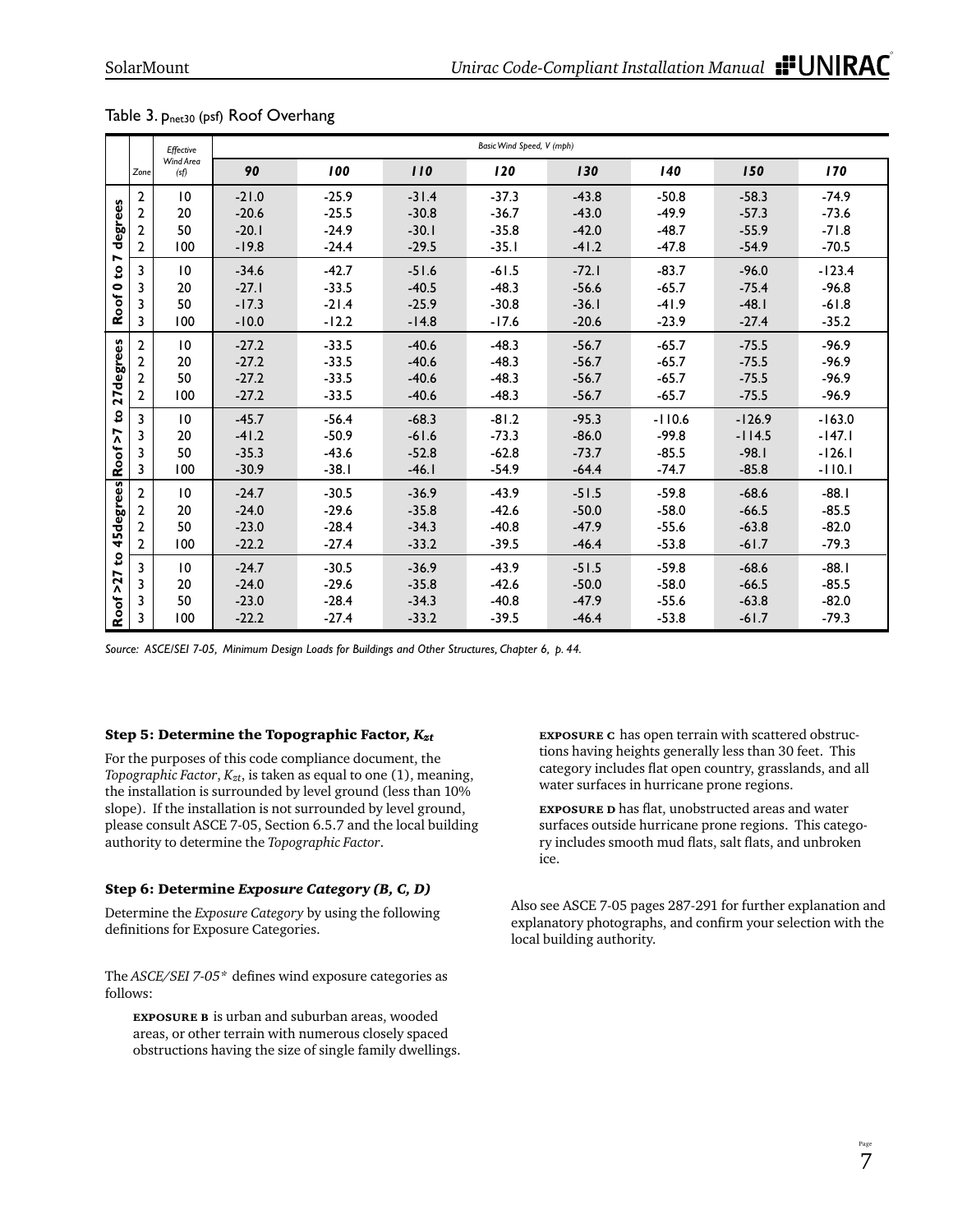Table 3. $p_{net30}$ (psf) Roof Overhang

| | Zone | Effective Wind Area (sf) | Basic Wind Speed, V (mph) | | | | | | | |
|---|---|---|---|---|---|---|---|---|---|---|
| | | | 90 | 100 | 110 | 120 | 130 | 140 | 150 | 170 |
| Roof 0 to 7 degrees | 2 | 10 | -21.0 | -25.9 | -31.4 | -37.3 | -43.8 | -50.8 | -58.3 | -74.9 |
| | 2 | 20 | -20.6 | -25.5 | -30.8 | -36.7 | -43.0 | -49.9 | -57.3 | -73.6 |
| | 2 | 50 | -20.1 | -24.9 | -30.1 | -35.8 | -42.0 | -48.7 | -55.9 | -71.8 |
| | 2 | 100 | -19.8 | -24.4 | -29.5 | -35.1 | -41.2 | -47.8 | -54.9 | -70.5 |
| | 3 | 10 | -34.6 | -42.7 | -51.6 | -61.5 | -72.1 | -83.7 | -96.0 | -123.4 |
| | 3 | 20 | -27.1 | -33.5 | -40.5 | -48.3 | -56.6 | -65.7 | -75.4 | -96.8 |
| | 3 | 50 | -17.3 | -21.4 | -25.9 | -30.8 | -36.1 | -41.9 | -48.1 | -61.8 |
| | 3 | 100 | -10.0 | -12.2 | -14.8 | -17.6 | -20.6 | -23.9 | -27.4 | -35.2 |
| Roof >7 to 27degrees | 2 | 10 | -27.2 | -33.5 | -40.6 | -48.3 | -56.7 | -65.7 | -75.5 | -96.9 |
| | 2 | 20 | -27.2 | -33.5 | -40.6 | -48.3 | -56.7 | -65.7 | -75.5 | -96.9 |
| | 2 | 50 | -27.2 | -33.5 | -40.6 | -48.3 | -56.7 | -65.7 | -75.5 | -96.9 |
| | 2 | 100 | -27.2 | -33.5 | -40.6 | -48.3 | -56.7 | -65.7 | -75.5 | -96.9 |
| | 3 | 10 | -45.7 | -56.4 | -68.3 | -81.2 | -95.3 | -110.6 | -126.9 | -163.0 |
| | 3 | 20 | -41.2 | -50.9 | -61.6 | -73.3 | -86.0 | -99.8 | -114.5 | -147.1 |
| | 3 | 50 | -35.3 | -43.6 | -52.8 | -62.8 | -73.7 | -85.5 | -98.1 | -126.1 |
| | 3 | 100 | -30.9 | -38.1 | -46.1 | -54.9 | -64.4 | -74.7 | -85.8 | -110.1 |
| Roof >27 to 45degrees | 2 | 10 | -24.7 | -30.5 | -36.9 | -43.9 | -51.5 | -59.8 | -68.6 | -88.1 |
| | 2 | 20 | -24.0 | -29.6 | -35.8 | -42.6 | -50.0 | -58.0 | -66.5 | -85.5 |
| | 2 | 50 | -23.0 | -28.4 | -34.3 | -40.8 | -47.9 | -55.6 | -63.8 | -82.0 |
| | 2 | 100 | -22.2 | -27.4 | -33.2 | -39.5 | -46.4 | -53.8 | -61.7 | -79.3 |
| | 3 | 10 | -24.7 | -30.5 | -36.9 | -43.9 | -51.5 | -59.8 | -68.6 | -88.1 |
| | 3 | 20 | -24.0 | -29.6 | -35.8 | -42.6 | -50.0 | -58.0 | -66.5 | -85.5 |
| | 3 | 50 | -23.0 | -28.4 | -34.3 | -40.8 | -47.9 | -55.6 | -63.8 | -82.0 |
| | 3 | 100 | -22.2 | -27.4 | -33.2 | -39.5 | -46.4 | -53.8 | -61.7 | -79.3 |

*Source: ASCE/SEI 7-05, Minimum Design Loads for Buildings and Other Structures, Chapter 6, p. 44.*

### Step 5: Determine the Topographic Factor, $K_{zt}$

For the purposes of this code compliance document, the *Topographic Factor*, $K_{zt}$, is taken as equal to one (1), meaning, the installation is surrounded by level ground (less than 10% slope). If the installation is not surrounded by level ground, please consult ASCE 7-05, Section 6.5.7 and the local building authority to determine the *Topographic Factor*.

### Step 6: Determine *Exposure Category (B, C, D)*

Determine the *Exposure Category* by using the following definitions for Exposure Categories.

The *ASCE/SEI 7-05** defines wind exposure categories as follows:

**EXPOSURE B** is urban and suburban areas, wooded areas, or other terrain with numerous closely spaced obstructions having the size of single family dwellings.

**EXPOSURE C** has open terrain with scattered obstructions having heights generally less than 30 feet. This category includes flat open country, grasslands, and all water surfaces in hurricane prone regions.

**EXPOSURE D** has flat, unobstructed areas and water surfaces outside hurricane prone regions. This category includes smooth mud flats, salt flats, and unbroken ice.

Also see ASCE 7-05 pages 287-291 for further explanation and explanatory photographs, and confirm your selection with the local building authority.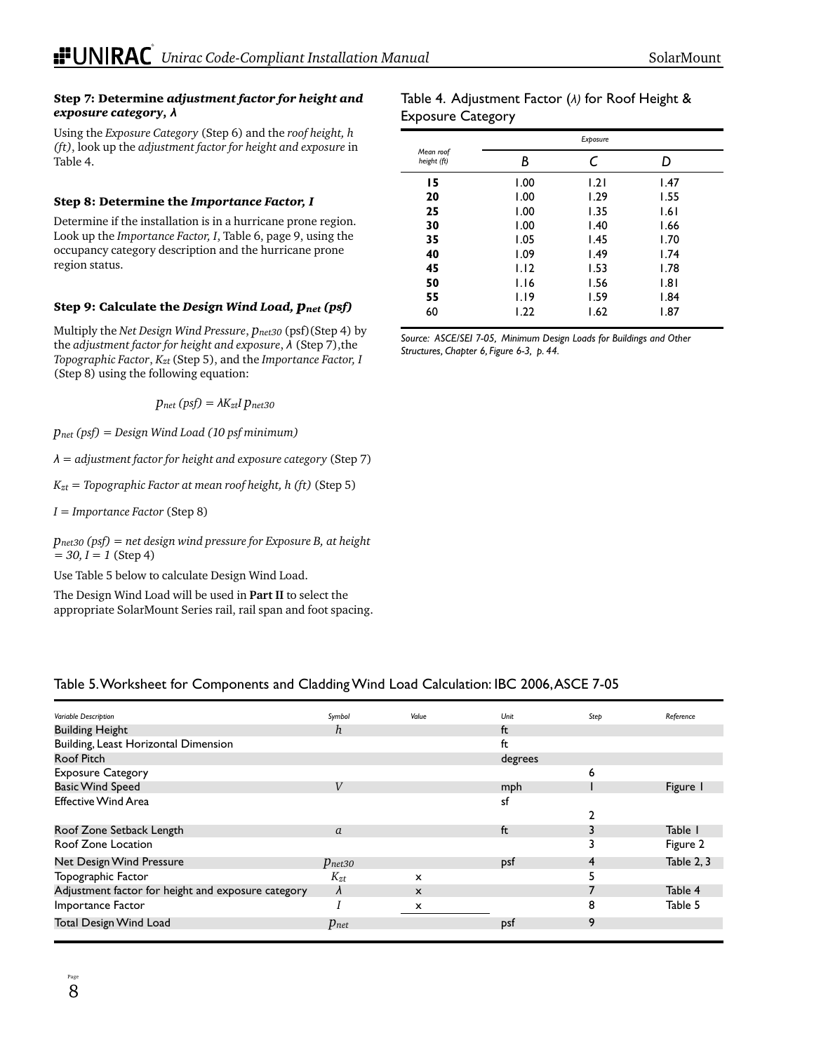### Step 7: Determine *adjustment factor for height and exposure category*, $\lambda$

Using the *Exposure Category* (Step 6) and the *roof height, h (ft)*, look up the *adjustment factor for height and exposure* in Table 4.

### Step 8: Determine the *Importance Factor, I*

Determine if the installation is in a hurricane prone region. Look up the *Importance Factor, I*, Table 6, page 9, using the occupancy category description and the hurricane prone region status.

### Step 9: Calculate the *Design Wind Load, $p_{net}$ (psf)*

Multiply the *Net Design Wind Pressure*, $p_{net30}$ (psf)(Step 4) by the *adjustment factor for height and exposure*, $\lambda$ (Step 7),the *Topographic Factor*, $K_{zt}$ (Step 5), and the *Importance Factor, I* (Step 8) using the following equation:

$$p_{net}\ (psf) = \lambda K_{zt} I\, p_{net30}$$

$p_{net}$ *(psf) = Design Wind Load (10 psf minimum)*

$\lambda$ *= adjustment factor for height and exposure category* (Step 7)

$K_{zt}$ *= Topographic Factor at mean roof height, h (ft)* (Step 5)

*I = Importance Factor* (Step 8)

$p_{net30}$ *(psf) = net design wind pressure for Exposure B, at height = 30, I = 1* (Step 4)

Use Table 5 below to calculate Design Wind Load.

The Design Wind Load will be used in **Part II** to select the appropriate SolarMount Series rail, rail span and foot spacing.

Table 4. Adjustment Factor ($\lambda$) for Roof Height & Exposure Category

| Mean roof height (ft) | Exposure B | Exposure C | Exposure D |
|---|---|---|---|
| **15** | 1.00 | 1.21 | 1.47 |
| **20** | 1.00 | 1.29 | 1.55 |
| **25** | 1.00 | 1.35 | 1.61 |
| **30** | 1.00 | 1.40 | 1.66 |
| **35** | 1.05 | 1.45 | 1.70 |
| **40** | 1.09 | 1.49 | 1.74 |
| **45** | 1.12 | 1.53 | 1.78 |
| **50** | 1.16 | 1.56 | 1.81 |
| **55** | 1.19 | 1.59 | 1.84 |
| **60** | 1.22 | 1.62 | 1.87 |

*Source: ASCE/SEI 7-05, Minimum Design Loads for Buildings and Other Structures, Chapter 6, Figure 6-3, p. 44.*

Table 5. Worksheet for Components and Cladding Wind Load Calculation: IBC 2006, ASCE 7-05

| Variable Description | Symbol | Value | Unit | Step | Reference |
|---|---|---|---|---|---|
| Building Height | $h$ | | ft | | |
| Building, Least Horizontal Dimension | | | ft | | |
| Roof Pitch | | | degrees | | |
| Exposure Category | | | | 6 | |
| Basic Wind Speed | $V$ | | mph | 1 | Figure 1 |
| Effective Wind Area | | | sf | 2 | |
| Roof Zone Setback Length | $a$ | | ft | 3 | Table 1 |
| Roof Zone Location | | | | 3 | Figure 2 |
| Net Design Wind Pressure | $p_{net30}$ | | psf | 4 | Table 2, 3 |
| Topographic Factor | $K_{zt}$ | x | | 5 | |
| Adjustment factor for height and exposure category | $\lambda$ | x | | 7 | Table 4 |
| Importance Factor | $I$ | x | | 8 | Table 5 |
| Total Design Wind Load | $p_{net}$ | | psf | 9 | |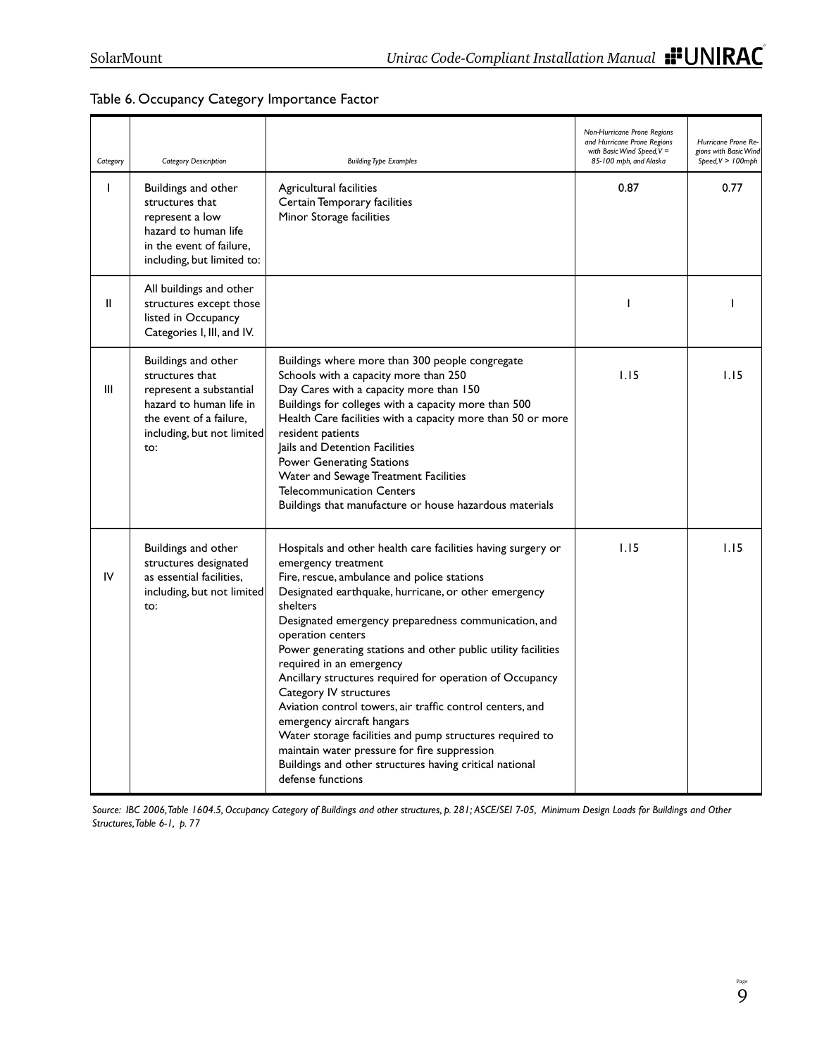Table 6. Occupancy Category Importance Factor

| Category | Category Desicription | Building Type Examples | Non-Hurricane Prone Regions and Hurricane Prone Regions with Basic Wind Speed, V = 85-100 mph, and Alaska | Hurricane Prone Regions with Basic Wind Speed, V > 100mph |
|---|---|---|---|---|
| I | Buildings and other structures that represent a low hazard to human life in the event of failure, including, but limited to: | Agricultural facilities<br>Certain Temporary facilities<br>Minor Storage facilities | 0.87 | 0.77 |
| II | All buildings and other structures except those listed in Occupancy Categories I, III, and IV. | | 1 | 1 |
| III | Buildings and other structures that represent a substantial hazard to human life in the event of a failure, including, but not limited to: | Buildings where more than 300 people congregate<br>Schools with a capacity more than 250<br>Day Cares with a capacity more than 150<br>Buildings for colleges with a capacity more than 500<br>Health Care facilities with a capacity more than 50 or more resident patients<br>Jails and Detention Facilities<br>Power Generating Stations<br>Water and Sewage Treatment Facilities<br>Telecommunication Centers<br>Buildings that manufacture or house hazardous materials | 1.15 | 1.15 |
| IV | Buildings and other structures designated as essential facilities, including, but not limited to: | Hospitals and other health care facilities having surgery or emergency treatment<br>Fire, rescue, ambulance and police stations<br>Designated earthquake, hurricane, or other emergency shelters<br>Designated emergency preparedness communication, and operation centers<br>Power generating stations and other public utility facilities required in an emergency<br>Ancillary structures required for operation of Occupancy Category IV structures<br>Aviation control towers, air traffic control centers, and emergency aircraft hangars<br>Water storage facilities and pump structures required to maintain water pressure for fire suppression<br>Buildings and other structures having critical national defense functions | 1.15 | 1.15 |

*Source: IBC 2006, Table 1604.5, Occupancy Category of Buildings and other structures, p. 281; ASCE/SEI 7-05, Minimum Design Loads for Buildings and Other Structures, Table 6-1, p. 77*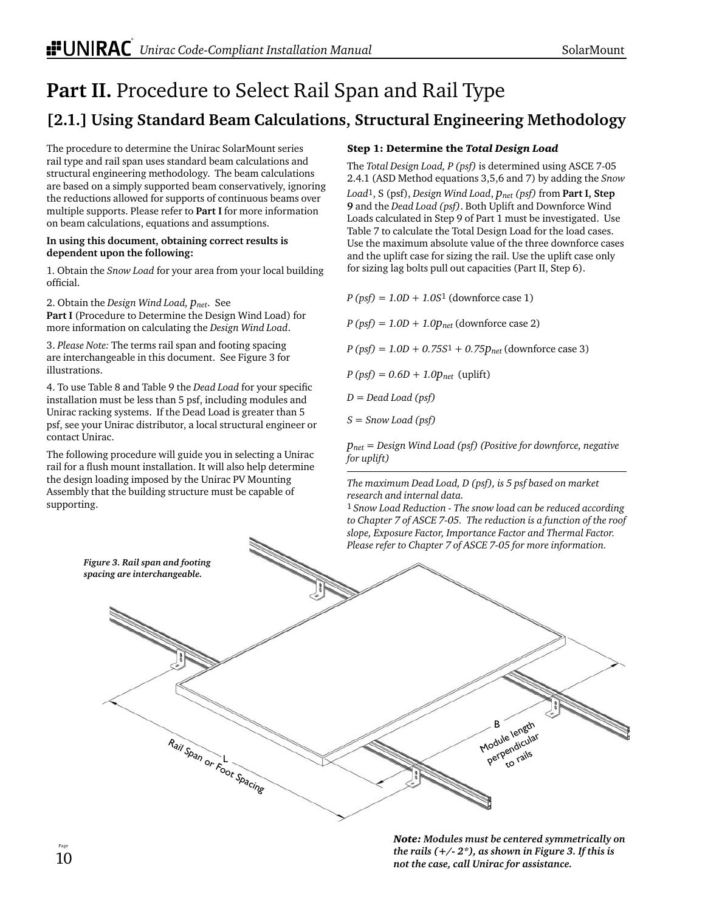# Part II. Procedure to Select Rail Span and Rail Type

## [2.1.] Using Standard Beam Calculations, Structural Engineering Methodology

The procedure to determine the Unirac SolarMount series rail type and rail span uses standard beam calculations and structural engineering methodology. The beam calculations are based on a simply supported beam conservatively, ignoring the reductions allowed for supports of continuous beams over multiple supports. Please refer to **Part I** for more information on beam calculations, equations and assumptions.

**In using this document, obtaining correct results is dependent upon the following:**

1. Obtain the *Snow Load* for your area from your local building official.

2. Obtain the *Design Wind Load, $p_{net}$*. See **Part I** (Procedure to Determine the Design Wind Load) for more information on calculating the *Design Wind Load*.

3. *Please Note:* The terms rail span and footing spacing are interchangeable in this document. See Figure 3 for illustrations.

4. To use Table 8 and Table 9 the *Dead Load* for your specific installation must be less than 5 psf, including modules and Unirac racking systems. If the Dead Load is greater than 5 psf, see your Unirac distributor, a local structural engineer or contact Unirac.

The following procedure will guide you in selecting a Unirac rail for a flush mount installation. It will also help determine the design loading imposed by the Unirac PV Mounting Assembly that the building structure must be capable of supporting.

### Step 1: Determine the *Total Design Load*

The *Total Design Load, P (psf)* is determined using ASCE 7-05 2.4.1 (ASD Method equations 3,5,6 and 7) by adding the *Snow Load*[1], S (psf), *Design Wind Load*, *$p_{net}$ (psf)* from **Part I, Step 9** and the *Dead Load (psf)*. Both Uplift and Downforce Wind Loads calculated in Step 9 of Part 1 must be investigated. Use Table 7 to calculate the Total Design Load for the load cases. Use the maximum absolute value of the three downforce cases and the uplift case for sizing the rail. Use the uplift case only for sizing lag bolts pull out capacities (Part II, Step 6).

$P\ (psf) = 1.0D + 1.0S^{1}$ (downforce case 1)

$P\ (psf) = 1.0D + 1.0p_{net}$ (downforce case 2)

$P\ (psf) = 1.0D + 0.75S^{1} + 0.75p_{net}$ (downforce case 3)

$P\ (psf) = 0.6D + 1.0p_{net}$ (uplift)

*D = Dead Load (psf)*

*S = Snow Load (psf)*

*$p_{net}$ = Design Wind Load (psf) (Positive for downforce, negative for uplift)*

---

*The maximum Dead Load, D (psf), is 5 psf based on market research and internal data.*

[1] *Snow Load Reduction - The snow load can be reduced according to Chapter 7 of ASCE 7-05. The reduction is a function of the roof slope, Exposure Factor, Importance Factor and Thermal Factor. Please refer to Chapter 7 of ASCE 7-05 for more information.*

***Figure 3. Rail span and footing spacing are interchangeable.***

L — Rail Span or Foot Spacing

B — Module length perpendicular to rails

***Note:** Modules must be centered symmetrically on the rails (+/- 2\*), as shown in Figure 3. If this is not the case, call Unirac for assistance.*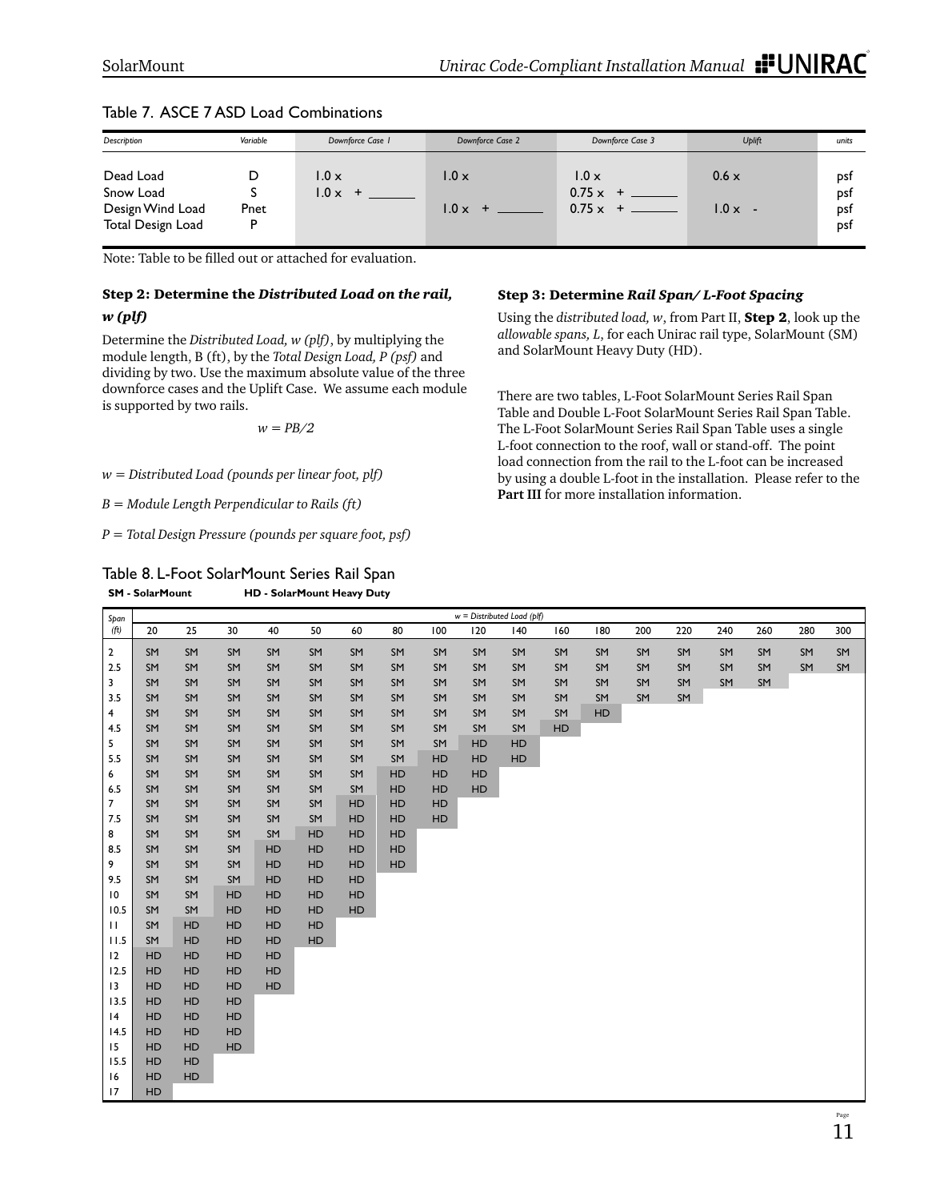Table 7. ASCE 7 ASD Load Combinations

| Description | Variable | Downforce Case 1 | Downforce Case 2 | Downforce Case 3 | Uplift | units |
|---|---|---|---|---|---|---|
| Dead Load | D | 1.0 x | 1.0 x | 1.0 x | 0.6 x | psf |
| Snow Load | S | 1.0 x + _______ | | 0.75 x + _______ | | psf |
| Design Wind Load | Pnet | | 1.0 x + _______ | 0.75 x + _______ | 1.0 x - | psf |
| Total Design Load | P | | | | | psf |

Note: Table to be filled out or attached for evaluation.

### Step 2: Determine the *Distributed Load on the rail, w (plf)*

Determine the *Distributed Load, w (plf)*, by multiplying the module length, B (ft), by the *Total Design Load, P (psf)* and dividing by two. Use the maximum absolute value of the three downforce cases and the Uplift Case. We assume each module is supported by two rails.

$$w = PB/2$$

*w = Distributed Load (pounds per linear foot, plf)*

*B = Module Length Perpendicular to Rails (ft)*

*P = Total Design Pressure (pounds per square foot, psf)*

### Step 3: Determine *Rail Span/ L-Foot Spacing*

Using the *distributed load, w*, from Part II, **Step 2**, look up the *allowable spans, L*, for each Unirac rail type, SolarMount (SM) and SolarMount Heavy Duty (HD).

There are two tables, L-Foot SolarMount Series Rail Span Table and Double L-Foot SolarMount Series Rail Span Table. The L-Foot SolarMount Series Rail Span Table uses a single L-foot connection to the roof, wall or stand-off. The point load connection from the rail to the L-foot can be increased by using a double L-foot in the installation. Please refer to the **Part III** for more installation information.

Table 8. L-Foot SolarMount Series Rail Span

**SM - SolarMount** **HD - SolarMount Heavy Duty**

| Span (ft) | w = Distributed Load (plf) | | | | | | | | | | | | | | | | | |
|---|---|---|---|---|---|---|---|---|---|---|---|---|---|---|---|---|---|---|
| | 20 | 25 | 30 | 40 | 50 | 60 | 80 | 100 | 120 | 140 | 160 | 180 | 200 | 220 | 240 | 260 | 280 | 300 |
| 2 | SM | SM | SM | SM | SM | SM | SM | SM | SM | SM | SM | SM | SM | SM | SM | SM | SM | SM |
| 2.5 | SM | SM | SM | SM | SM | SM | SM | SM | SM | SM | SM | SM | SM | SM | SM | SM | SM | SM |
| 3 | SM | SM | SM | SM | SM | SM | SM | SM | SM | SM | SM | SM | SM | SM | SM | SM | | |
| 3.5 | SM | SM | SM | SM | SM | SM | SM | SM | SM | SM | SM | SM | SM | SM | | | | |
| 4 | SM | SM | SM | SM | SM | SM | SM | SM | SM | SM | SM | HD | | | | | | |
| 4.5 | SM | SM | SM | SM | SM | SM | SM | SM | SM | SM | HD | | | | | | | |
| 5 | SM | SM | SM | SM | SM | SM | SM | SM | HD | HD | | | | | | | | |
| 5.5 | SM | SM | SM | SM | SM | SM | SM | HD | HD | HD | | | | | | | | |
| 6 | SM | SM | SM | SM | SM | SM | HD | HD | HD | | | | | | | | | |
| 6.5 | SM | SM | SM | SM | SM | SM | HD | HD | HD | | | | | | | | | |
| 7 | SM | SM | SM | SM | SM | HD | HD | HD | | | | | | | | | | |
| 7.5 | SM | SM | SM | SM | SM | HD | HD | HD | | | | | | | | | | |
| 8 | SM | SM | SM | SM | HD | HD | HD | | | | | | | | | | | |
| 8.5 | SM | SM | SM | HD | HD | HD | HD | | | | | | | | | | | |
| 9 | SM | SM | SM | HD | HD | HD | HD | | | | | | | | | | | |
| 9.5 | SM | SM | SM | HD | HD | HD | | | | | | | | | | | | |
| 10 | SM | SM | HD | HD | HD | HD | | | | | | | | | | | | |
| 10.5 | SM | SM | HD | HD | HD | HD | | | | | | | | | | | | |
| 11 | SM | HD | HD | HD | HD | | | | | | | | | | | | | |
| 11.5 | SM | HD | HD | HD | HD | | | | | | | | | | | | | |
| 12 | HD | HD | HD | HD | | | | | | | | | | | | | | |
| 12.5 | HD | HD | HD | HD | | | | | | | | | | | | | | |
| 13 | HD | HD | HD | HD | | | | | | | | | | | | | | |
| 13.5 | HD | HD | HD | | | | | | | | | | | | | | | |
| 14 | HD | HD | HD | | | | | | | | | | | | | | | |
| 14.5 | HD | HD | HD | | | | | | | | | | | | | | | |
| 15 | HD | HD | HD | | | | | | | | | | | | | | | |
| 15.5 | HD | HD | | | | | | | | | | | | | | | | |
| 16 | HD | HD | | | | | | | | | | | | | | | | |
| 17 | HD | | | | | | | | | | | | | | | | | |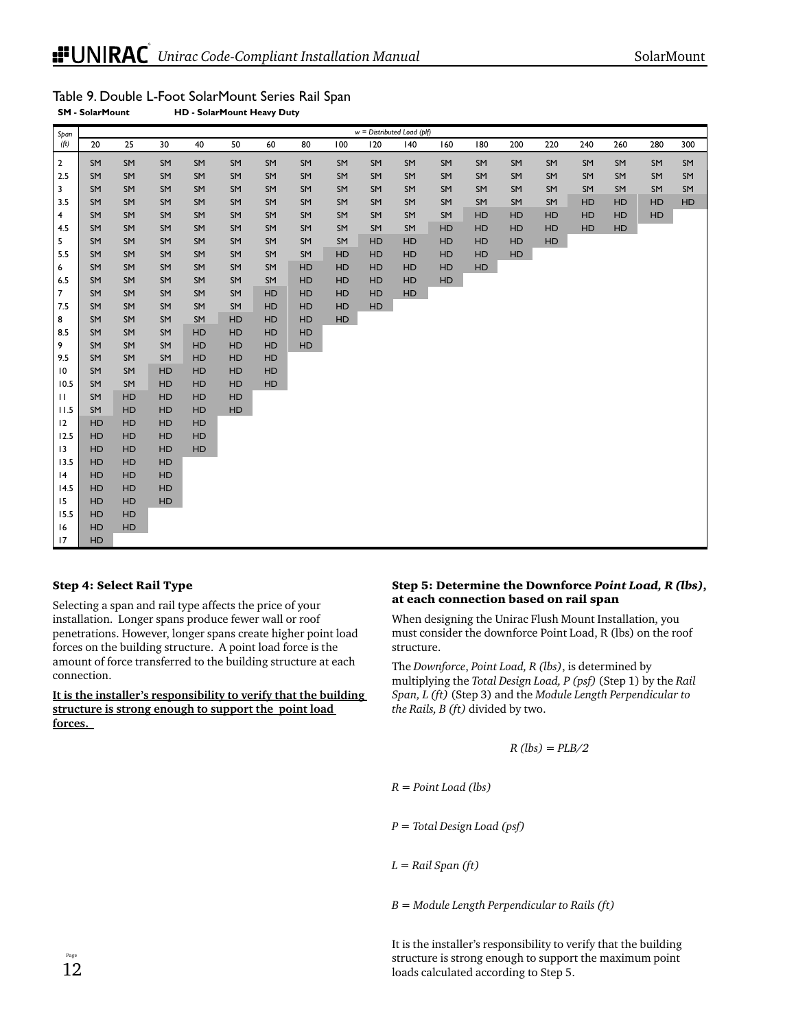## Table 9. Double L-Foot SolarMount Series Rail Span

**SM - SolarMount** **HD - SolarMount Heavy Duty**

| Span (ft) | w = Distributed Load (plf) | | | | | | | | | | | | | | | | | |
|---|---|---|---|---|---|---|---|---|---|---|---|---|---|---|---|---|---|---|
| | 20 | 25 | 30 | 40 | 50 | 60 | 80 | 100 | 120 | 140 | 160 | 180 | 200 | 220 | 240 | 260 | 280 | 300 |
| 2 | SM | SM | SM | SM | SM | SM | SM | SM | SM | SM | SM | SM | SM | SM | SM | SM | SM | SM |
| 2.5 | SM | SM | SM | SM | SM | SM | SM | SM | SM | SM | SM | SM | SM | SM | SM | SM | SM | SM |
| 3 | SM | SM | SM | SM | SM | SM | SM | SM | SM | SM | SM | SM | SM | SM | SM | SM | SM | SM |
| 3.5 | SM | SM | SM | SM | SM | SM | SM | SM | SM | SM | SM | SM | SM | SM | HD | HD | HD | HD |
| 4 | SM | SM | SM | SM | SM | SM | SM | SM | SM | SM | SM | HD | HD | HD | HD | HD | HD | |
| 4.5 | SM | SM | SM | SM | SM | SM | SM | SM | SM | SM | HD | HD | HD | HD | HD | HD | | |
| 5 | SM | SM | SM | SM | SM | SM | SM | SM | HD | HD | HD | HD | HD | HD | | | | |
| 5.5 | SM | SM | SM | SM | SM | SM | SM | HD | HD | HD | HD | HD | HD | | | | | |
| 6 | SM | SM | SM | SM | SM | SM | HD | HD | HD | HD | HD | HD | | | | | | |
| 6.5 | SM | SM | SM | SM | SM | SM | HD | HD | HD | HD | HD | | | | | | | |
| 7 | SM | SM | SM | SM | SM | HD | HD | HD | HD | HD | | | | | | | | |
| 7.5 | SM | SM | SM | SM | SM | HD | HD | HD | HD | | | | | | | | | |
| 8 | SM | SM | SM | SM | HD | HD | HD | HD | | | | | | | | | | |
| 8.5 | SM | SM | SM | HD | HD | HD | HD | | | | | | | | | | | |
| 9 | SM | SM | SM | HD | HD | HD | HD | | | | | | | | | | | |
| 9.5 | SM | SM | SM | HD | HD | HD | | | | | | | | | | | | |
| 10 | SM | SM | HD | HD | HD | HD | | | | | | | | | | | | |
| 10.5 | SM | SM | HD | HD | HD | HD | | | | | | | | | | | | |
| 11 | SM | HD | HD | HD | HD | | | | | | | | | | | | | |
| 11.5 | SM | HD | HD | HD | HD | | | | | | | | | | | | | |
| 12 | HD | HD | HD | HD | | | | | | | | | | | | | | |
| 12.5 | HD | HD | HD | HD | | | | | | | | | | | | | | |
| 13 | HD | HD | HD | HD | | | | | | | | | | | | | | |
| 13.5 | HD | HD | HD | | | | | | | | | | | | | | | |
| 14 | HD | HD | HD | | | | | | | | | | | | | | | |
| 14.5 | HD | HD | HD | | | | | | | | | | | | | | | |
| 15 | HD | HD | HD | | | | | | | | | | | | | | | |
| 15.5 | HD | HD | | | | | | | | | | | | | | | | |
| 16 | HD | HD | | | | | | | | | | | | | | | | |
| 17 | HD | | | | | | | | | | | | | | | | | |

### Step 4: Select Rail Type

Selecting a span and rail type affects the price of your installation. Longer spans produce fewer wall or roof penetrations. However, longer spans create higher point load forces on the building structure. A point load force is the amount of force transferred to the building structure at each connection.

**It is the installer's responsibility to verify that the building structure is strong enough to support the point load forces.**

### Step 5: Determine the Downforce *Point Load, R (lbs)*, at each connection based on rail span

When designing the Unirac Flush Mount Installation, you must consider the downforce Point Load, R (lbs) on the roof structure.

The *Downforce*, *Point Load, R (lbs)*, is determined by multiplying the *Total Design Load, P (psf)* (Step 1) by the *Rail Span, L (ft)* (Step 3) and the *Module Length Perpendicular to the Rails, B (ft)* divided by two.

$$R \text{ (lbs)} = PLB/2$$

*R = Point Load (lbs)*

*P = Total Design Load (psf)*

*L = Rail Span (ft)*

*B = Module Length Perpendicular to Rails (ft)*

It is the installer's responsibility to verify that the building structure is strong enough to support the maximum point loads calculated according to Step 5.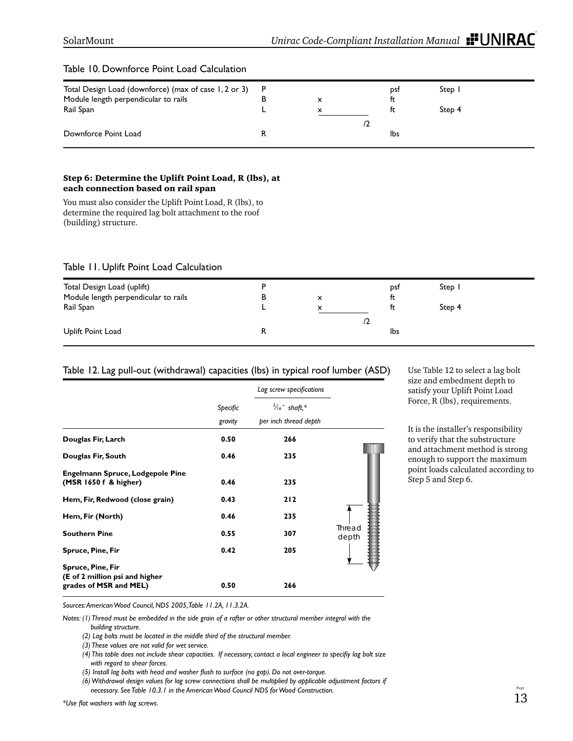Table 10. Downforce Point Load Calculation

| | | | | |
|---|---|---|---|---|
| Total Design Load (downforce) (max of case 1, 2 or 3) | P | | psf | Step 1 |
| Module length perpendicular to rails | B | x | ft | |
| Rail Span | L | x | ft | Step 4 |
| | | /2 | | |
| Downforce Point Load | R | | lbs | |

**Step 6: Determine the Uplift Point Load, R (lbs), at each connection based on rail span**

You must also consider the Uplift Point Load, R (lbs), to determine the required lag bolt attachment to the roof (building) structure.

Table 11. Uplift Point Load Calculation

| | | | | |
|---|---|---|---|---|
| Total Design Load (uplift) | P | | psf | Step 1 |
| Module length perpendicular to rails | B | x | ft | |
| Rail Span | L | x | ft | Step 4 |
| | | /2 | | |
| Uplift Point Load | R | | lbs | |

Table 12. Lag pull-out (withdrawal) capacities (lbs) in typical roof lumber (ASD)

| | *Specific gravity* | *Lag screw specifications* $^{5}/_{16}$" *shaft,\* per inch thread depth* |
|---|---|---|
| **Douglas Fir, Larch** | **0.50** | **266** |
| **Douglas Fir, South** | **0.46** | **235** |
| **Engelmann Spruce, Lodgepole Pine (MSR 1650 f & higher)** | **0.46** | **235** |
| **Hem, Fir, Redwood (close grain)** | **0.43** | **212** |
| **Hem, Fir (North)** | **0.46** | **235** |
| **Southern Pine** | **0.55** | **307** |
| **Spruce, Pine, Fir** | **0.42** | **205** |
| **Spruce, Pine, Fir (E of 2 million psi and higher grades of MSR and MEL)** | **0.50** | **266** |

Thread depth

*Sources: American Wood Council, NDS 2005, Table 11.2A, 11.3.2A.*

*Notes: (1) Thread must be embedded in the side grain of a rafter or other structural member integral with the building structure.*

*(2) Lag bolts must be located in the middle third of the structural member.*

*(3) These values are not valid for wet service.*

*(4) This table does not include shear capacities. If necessary, contact a local engineer to specifiy lag bolt size with regard to shear forces.*

*(5) Install lag bolts with head and washer flush to surface (no gap). Do not over-torque.*

*(6) Withdrawal design values for lag screw connections shall be multiplied by applicable adjustment factors if necessary. See Table 10.3.1 in the American Wood Council NDS for Wood Construction.*

*\*Use flat washers with lag screws.*

Use Table 12 to select a lag bolt size and embedment depth to satisfy your Uplift Point Load Force, R (lbs), requirements.

It is the installer's responsibility to verify that the substructure and attachment method is strong enough to support the maximum point loads calculated according to Step 5 and Step 6.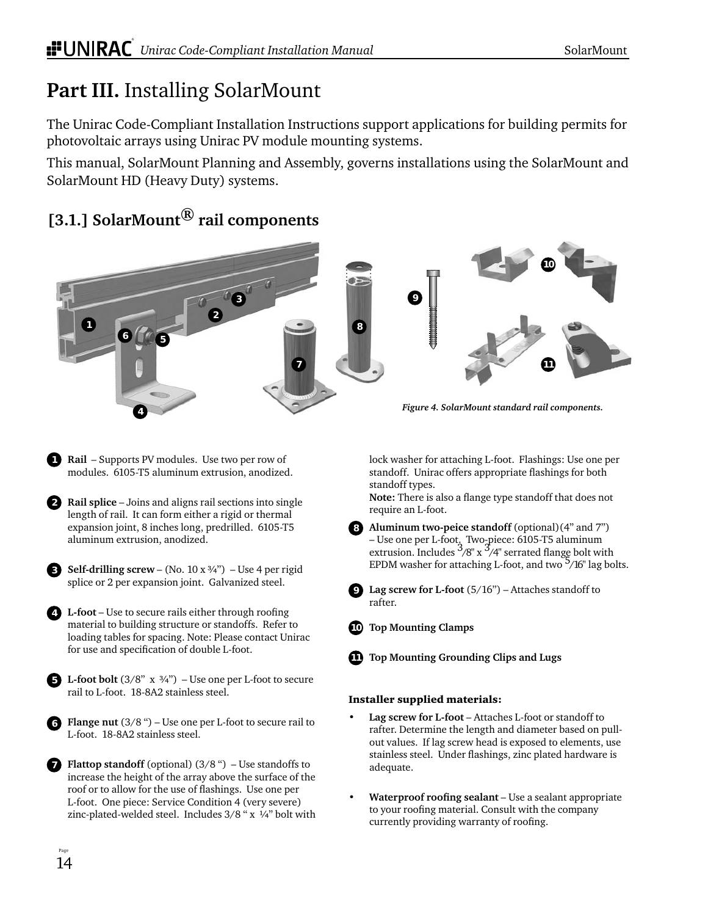# Part III. Installing SolarMount

The Unirac Code-Compliant Installation Instructions support applications for building permits for photovoltaic arrays using Unirac PV module mounting systems.

This manual, SolarMount Planning and Assembly, governs installations using the SolarMount and SolarMount HD (Heavy Duty) systems.

## [3.1.] SolarMount® rail components

*Figure 4. SolarMount standard rail components.*

1. **Rail** – Supports PV modules. Use two per row of modules. 6105-T5 aluminum extrusion, anodized.

2. **Rail splice** – Joins and aligns rail sections into single length of rail. It can form either a rigid or thermal expansion joint, 8 inches long, predrilled. 6105-T5 aluminum extrusion, anodized.

3. **Self-drilling screw** – (No. 10 x ¾") – Use 4 per rigid splice or 2 per expansion joint. Galvanized steel.

4. **L-foot** – Use to secure rails either through roofing material to building structure or standoffs. Refer to loading tables for spacing. Note: Please contact Unirac for use and specification of double L-foot.

5. **L-foot bolt** (3/8" x ¾") – Use one per L-foot to secure rail to L-foot. 18-8A2 stainless steel.

6. **Flange nut** (3/8 ") – Use one per L-foot to secure rail to L-foot. 18-8A2 stainless steel.

7. **Flattop standoff** (optional) (3/8 ") – Use standoffs to increase the height of the array above the surface of the roof or to allow for the use of flashings. Use one per L-foot. One piece: Service Condition 4 (very severe) zinc-plated-welded steel. Includes 3/8 " x ¼" bolt with lock washer for attaching L-foot. Flashings: Use one per standoff. Unirac offers appropriate flashings for both standoff types.
   **Note:** There is also a flange type standoff that does not require an L-foot.

8. **Aluminum two-peice standoff** (optional) (4" and 7") – Use one per L-foot. Two-piece: 6105-T5 aluminum extrusion. Includes 3/8" x 3/4" serrated flange bolt with EPDM washer for attaching L-foot, and two 5/16" lag bolts.

9. **Lag screw for L-foot** (5/16") – Attaches standoff to rafter.

10. **Top Mounting Clamps**

11. **Top Mounting Grounding Clips and Lugs**

**Installer supplied materials:**

- **Lag screw for L-foot** – Attaches L-foot or standoff to rafter. Determine the length and diameter based on pull-out values. If lag screw head is exposed to elements, use stainless steel. Under flashings, zinc plated hardware is adequate.

- **Waterproof roofing sealant** – Use a sealant appropriate to your roofing material. Consult with the company currently providing warranty of roofing.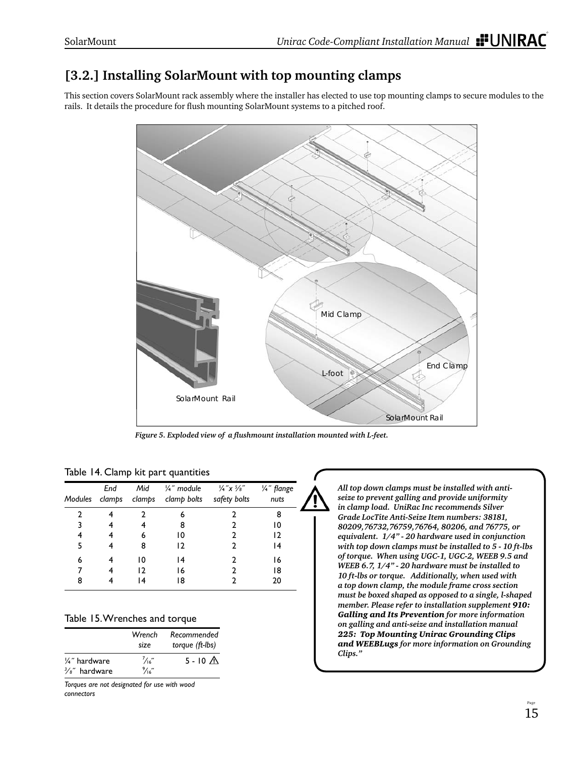## [3.2.] Installing SolarMount with top mounting clamps

This section covers SolarMount rack assembly where the installer has elected to use top mounting clamps to secure modules to the rails. It details the procedure for flush mounting SolarMount systems to a pitched roof.

*Figure 5. Exploded view of a flushmount installation mounted with L-feet.*

Table 14. Clamp kit part quantities

| *Modules* | *End clamps* | *Mid clamps* | *¼″ module clamp bolts* | *¼″x ⅝″ safety bolts* | *¼″ flange nuts* |
|---|---|---|---|---|---|
| 2 | 4 | 2 | 6 | 2 | 8 |
| 3 | 4 | 4 | 8 | 2 | 10 |
| 4 | 4 | 6 | 10 | 2 | 12 |
| 5 | 4 | 8 | 12 | 2 | 14 |
| 6 | 4 | 10 | 14 | 2 | 16 |
| 7 | 4 | 12 | 16 | 2 | 18 |
| 8 | 4 | 14 | 18 | 2 | 20 |

Table 15. Wrenches and torque

| | *Wrench size* | *Recommended torque (ft-lbs)* |
|---|---|---|
| ¼″ hardware | 7⁄16″ | 5 - 10 ⚠ |
| ⅜″ hardware | 9⁄16″ | |

*Torques are not designated for use with wood connectors*

⚠ ***All top down clamps must be installed with anti-seize to prevent galling and provide uniformity in clamp load. UniRac Inc recommends Silver Grade LocTite Anti-Seize Item numbers: 38181, 80209,76732,76759,76764, 80206, and 76775, or equivalent. 1/4" - 20 hardware used in conjunction with top down clamps must be installed to 5 - 10 ft-lbs of torque. When using UGC-1, UGC-2, WEEB 9.5 and WEEB 6.7, 1/4" - 20 hardware must be installed to 10 ft-lbs or torque. Additionally, when used with a top down clamp, the module frame cross section must be boxed shaped as opposed to a single, l-shaped member. Please refer to installation supplement 910: Galling and Its Prevention for more information on galling and anti-seize and installation manual 225: Top Mounting Unirac Grounding Clips and WEEBLugs for more information on Grounding Clips."***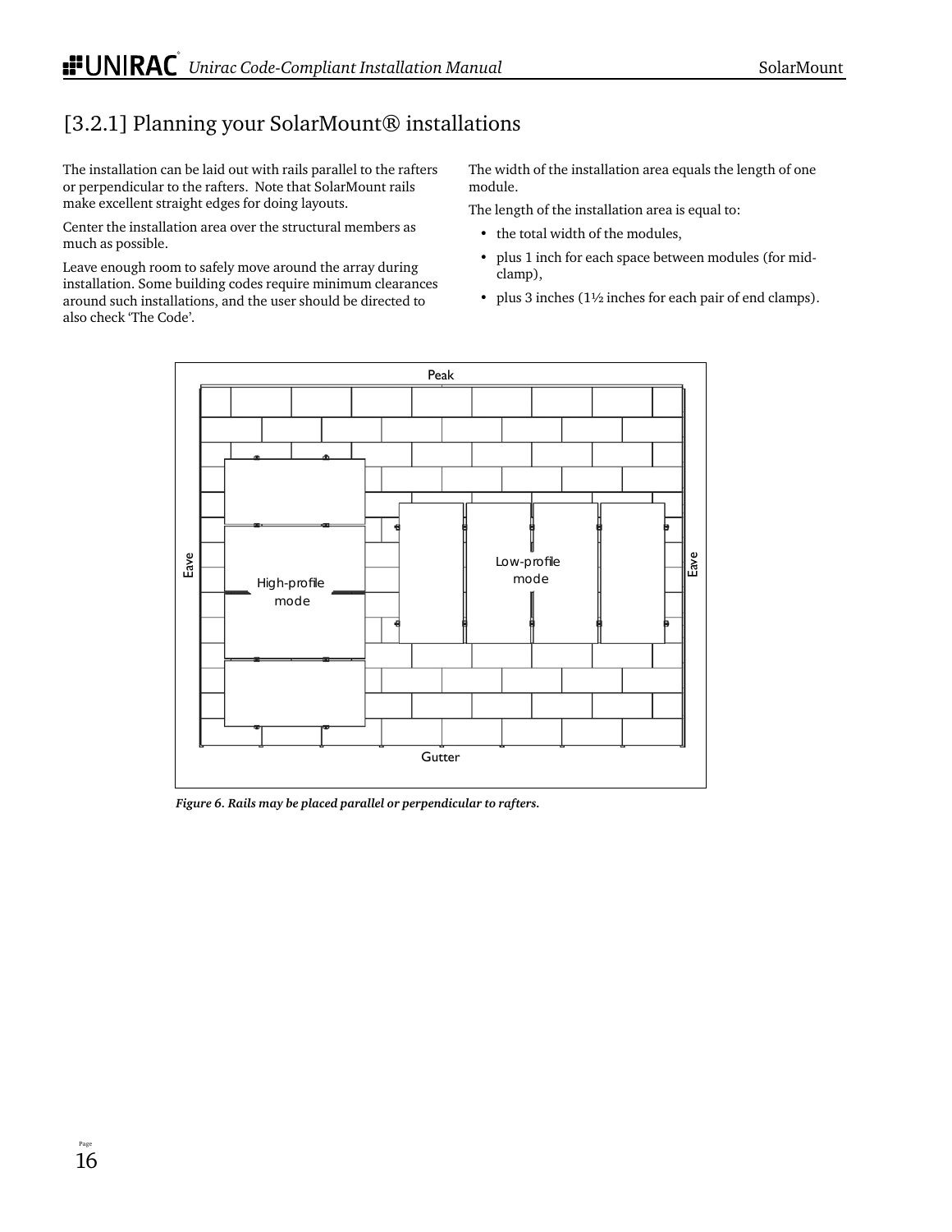## [3.2.1] Planning your SolarMount® installations

The installation can be laid out with rails parallel to the rafters or perpendicular to the rafters. Note that SolarMount rails make excellent straight edges for doing layouts.

Center the installation area over the structural members as much as possible.

Leave enough room to safely move around the array during installation. Some building codes require minimum clearances around such installations, and the user should be directed to also check 'The Code'.

The width of the installation area equals the length of one module.

The length of the installation area is equal to:

- the total width of the modules,
- plus 1 inch for each space between modules (for mid-clamp),
- plus 3 inches (1½ inches for each pair of end clamps).

*Figure 6. Rails may be placed parallel or perpendicular to rafters.*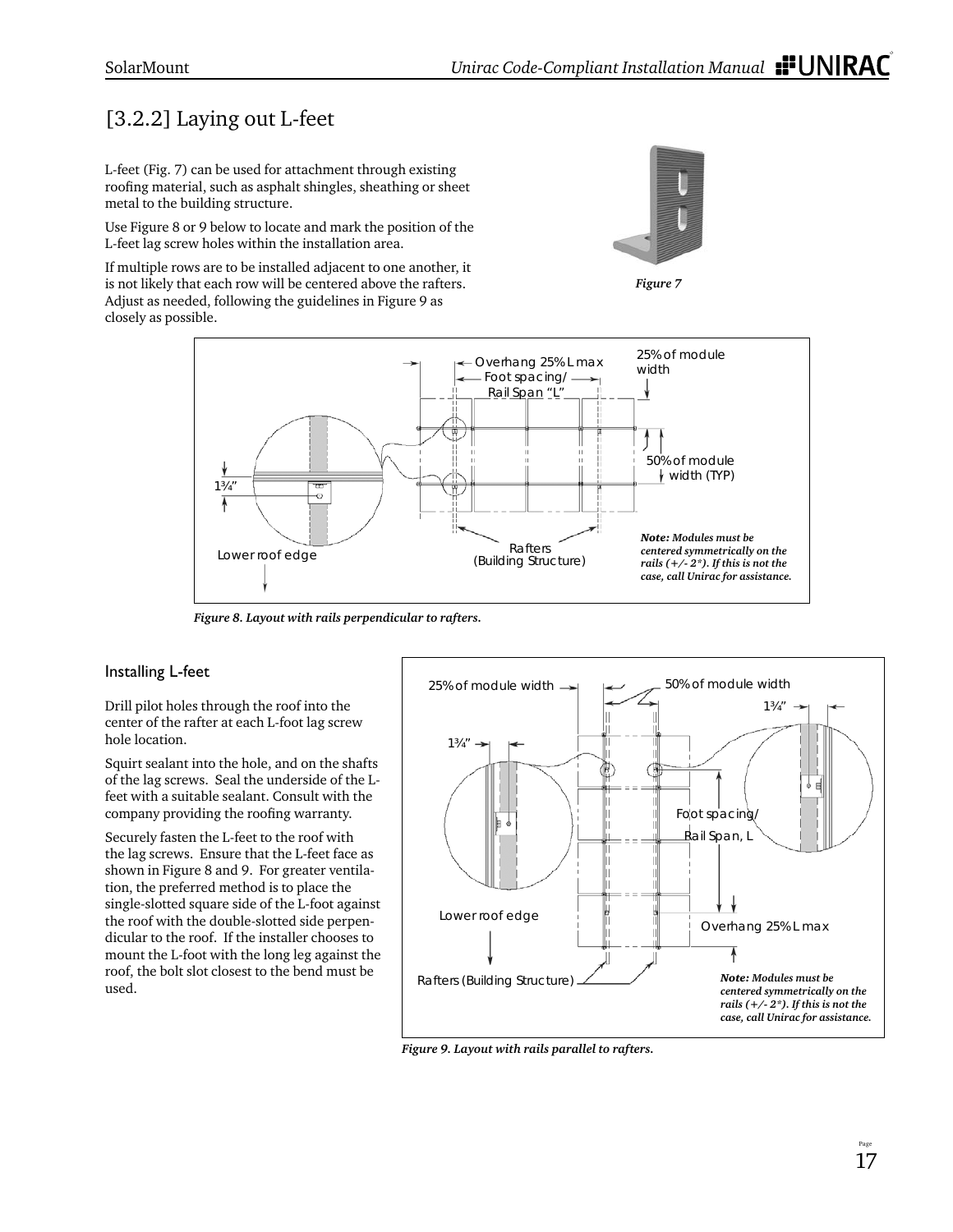## [3.2.2] Laying out L-feet

L-feet (Fig. 7) can be used for attachment through existing roofing material, such as asphalt shingles, sheathing or sheet metal to the building structure.

Use Figure 8 or 9 below to locate and mark the position of the L-feet lag screw holes within the installation area.

If multiple rows are to be installed adjacent to one another, it is not likely that each row will be centered above the rafters. Adjust as needed, following the guidelines in Figure 9 as closely as possible.

*Figure 7*

*Figure 8. Layout with rails perpendicular to rafters.*

### Installing L-feet

Drill pilot holes through the roof into the center of the rafter at each L-foot lag screw hole location.

Squirt sealant into the hole, and on the shafts of the lag screws. Seal the underside of the L-feet with a suitable sealant. Consult with the company providing the roofing warranty.

Securely fasten the L-feet to the roof with the lag screws. Ensure that the L-feet face as shown in Figure 8 and 9. For greater ventilation, the preferred method is to place the single-slotted square side of the L-foot against the roof with the double-slotted side perpendicular to the roof. If the installer chooses to mount the L-foot with the long leg against the roof, the bolt slot closest to the bend must be used.

*Figure 9. Layout with rails parallel to rafters.*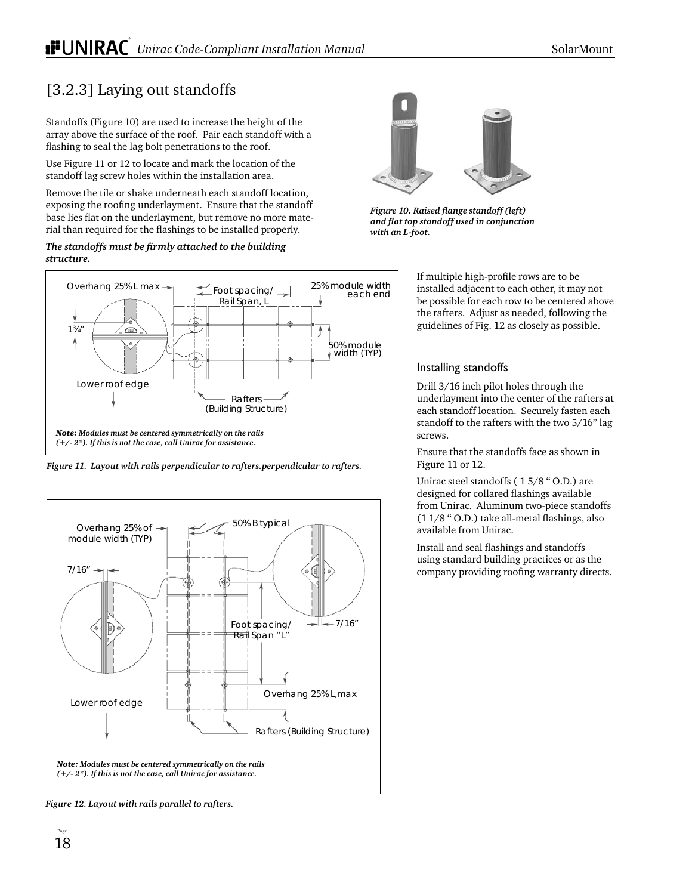## [3.2.3] Laying out standoffs

Standoffs (Figure 10) are used to increase the height of the array above the surface of the roof. Pair each standoff with a flashing to seal the lag bolt penetrations to the roof.

Use Figure 11 or 12 to locate and mark the location of the standoff lag screw holes within the installation area.

Remove the tile or shake underneath each standoff location, exposing the roofing underlayment. Ensure that the standoff base lies flat on the underlayment, but remove no more material than required for the flashings to be installed properly.

***The standoffs must be firmly attached to the building structure.***

*Figure 10. Raised flange standoff (left) and flat top standoff used in conjunction with an L-foot.*

Overhang 25% L max

Foot spacing/ Rail Span, L

25% module width each end

1¾"

50% module width (TYP)

Lower roof edge

Rafters (Building Structure)

***Note:** Modules must be centered symmetrically on the rails (+/- 2\*). If this is not the case, call Unirac for assistance.*

*Figure 11. Layout with rails perpendicular to rafters.perpendicular to rafters.*

Overhang 25% of module width (TYP)

50% B typical

7/16"

Foot spacing/ Rail Span "L"

7/16"

Overhang 25% L,max

Lower roof edge

Rafters (Building Structure)

***Note:** Modules must be centered symmetrically on the rails (+/- 2\*). If this is not the case, call Unirac for assistance.*

*Figure 12. Layout with rails parallel to rafters.*

If multiple high-profile rows are to be installed adjacent to each other, it may not be possible for each row to be centered above the rafters. Adjust as needed, following the guidelines of Fig. 12 as closely as possible.

### Installing standoffs

Drill 3/16 inch pilot holes through the underlayment into the center of the rafters at each standoff location. Securely fasten each standoff to the rafters with the two 5/16" lag screws.

Ensure that the standoffs face as shown in Figure 11 or 12.

Unirac steel standoffs ( 1 5/8 " O.D.) are designed for collared flashings available from Unirac. Aluminum two-piece standoffs (1 1/8 " O.D.) take all-metal flashings, also available from Unirac.

Install and seal flashings and standoffs using standard building practices or as the company providing roofing warranty directs.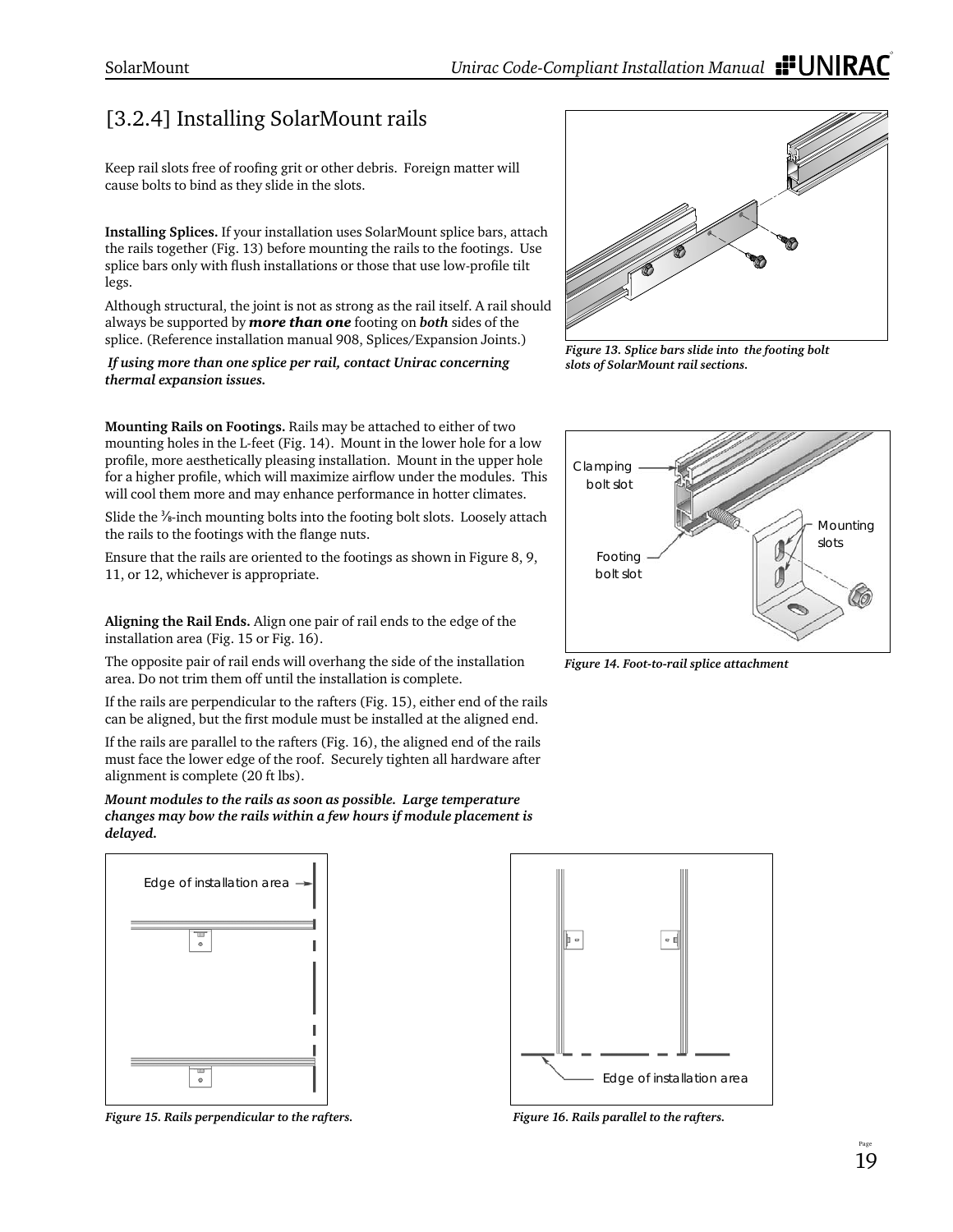## [3.2.4] Installing SolarMount rails

Keep rail slots free of roofing grit or other debris. Foreign matter will cause bolts to bind as they slide in the slots.

**Installing Splices.** If your installation uses SolarMount splice bars, attach the rails together (Fig. 13) before mounting the rails to the footings. Use splice bars only with flush installations or those that use low-profile tilt legs.

Although structural, the joint is not as strong as the rail itself. A rail should always be supported by ***more than one*** footing on ***both*** sides of the splice. (Reference installation manual 908, Splices/Expansion Joints.)

***If using more than one splice per rail, contact Unirac concerning thermal expansion issues.***

*Figure 13. Splice bars slide into the footing bolt slots of SolarMount rail sections.*

**Mounting Rails on Footings.** Rails may be attached to either of two mounting holes in the L-feet (Fig. 14). Mount in the lower hole for a low profile, more aesthetically pleasing installation. Mount in the upper hole for a higher profile, which will maximize airflow under the modules. This will cool them more and may enhance performance in hotter climates.

Slide the ⅜-inch mounting bolts into the footing bolt slots. Loosely attach the rails to the footings with the flange nuts.

Ensure that the rails are oriented to the footings as shown in Figure 8, 9, 11, or 12, whichever is appropriate.

Clamping bolt slot

Footing bolt slot

Mounting slots

*Figure 14. Foot-to-rail splice attachment*

**Aligning the Rail Ends.** Align one pair of rail ends to the edge of the installation area (Fig. 15 or Fig. 16).

The opposite pair of rail ends will overhang the side of the installation area. Do not trim them off until the installation is complete.

If the rails are perpendicular to the rafters (Fig. 15), either end of the rails can be aligned, but the first module must be installed at the aligned end.

If the rails are parallel to the rafters (Fig. 16), the aligned end of the rails must face the lower edge of the roof. Securely tighten all hardware after alignment is complete (20 ft lbs).

***Mount modules to the rails as soon as possible. Large temperature changes may bow the rails within a few hours if module placement is delayed.***

Edge of installation area

*Figure 15. Rails perpendicular to the rafters.*

Edge of installation area

*Figure 16. Rails parallel to the rafters.*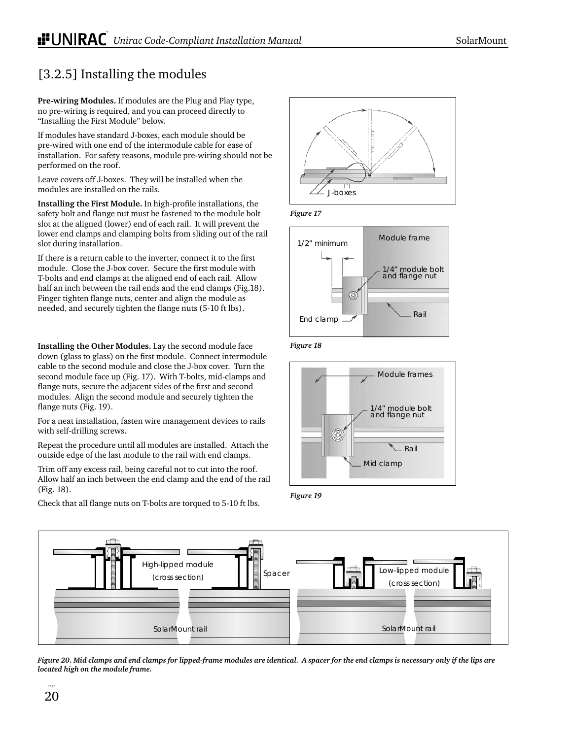## [3.2.5] Installing the modules

**Pre-wiring Modules.** If modules are the Plug and Play type, no pre-wiring is required, and you can proceed directly to "Installing the First Module" below.

If modules have standard J-boxes, each module should be pre-wired with one end of the intermodule cable for ease of installation. For safety reasons, module pre-wiring should not be performed on the roof.

Leave covers off J-boxes. They will be installed when the modules are installed on the rails.

**Installing the First Module.** In high-profile installations, the safety bolt and flange nut must be fastened to the module bolt slot at the aligned (lower) end of each rail. It will prevent the lower end clamps and clamping bolts from sliding out of the rail slot during installation.

If there is a return cable to the inverter, connect it to the first module. Close the J-box cover. Secure the first module with T-bolts and end clamps at the aligned end of each rail. Allow half an inch between the rail ends and the end clamps (Fig.18). Finger tighten flange nuts, center and align the module as needed, and securely tighten the flange nuts (5-10 ft lbs).

**Installing the Other Modules.** Lay the second module face down (glass to glass) on the first module. Connect intermodule cable to the second module and close the J-box cover. Turn the second module face up (Fig. 17). With T-bolts, mid-clamps and flange nuts, secure the adjacent sides of the first and second modules. Align the second module and securely tighten the flange nuts (Fig. 19).

For a neat installation, fasten wire management devices to rails with self-drilling screws.

Repeat the procedure until all modules are installed. Attach the outside edge of the last module to the rail with end clamps.

Trim off any excess rail, being careful not to cut into the roof. Allow half an inch between the end clamp and the end of the rail (Fig. 18).

Check that all flange nuts on T-bolts are torqued to 5-10 ft lbs.

*Figure 17*

*Figure 18*

*Figure 19*

*Figure 20. Mid clamps and end clamps for lipped-frame modules are identical. A spacer for the end clamps is necessary only if the lips are located high on the module frame.*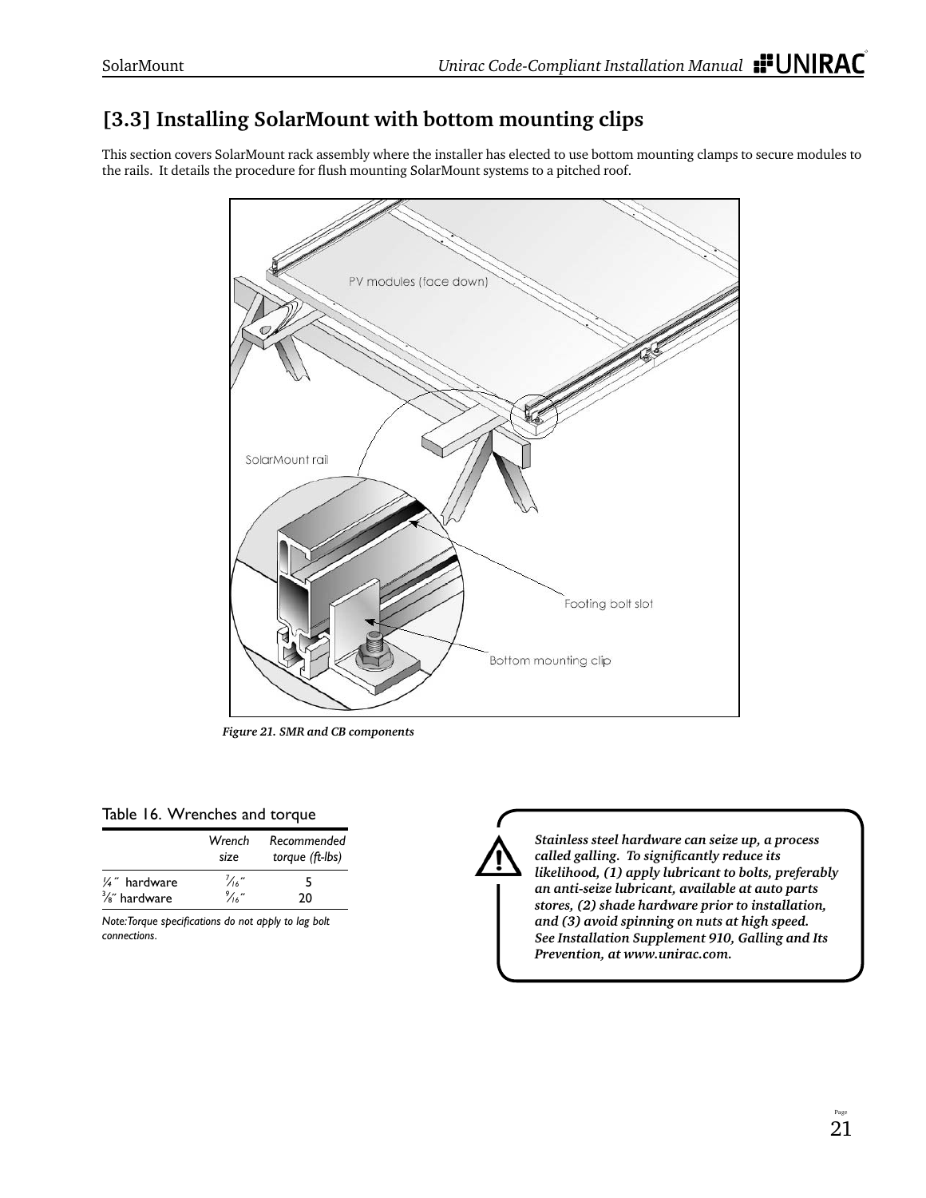## [3.3] Installing SolarMount with bottom mounting clips

This section covers SolarMount rack assembly where the installer has elected to use bottom mounting clamps to secure modules to the rails. It details the procedure for flush mounting SolarMount systems to a pitched roof.

*Figure 21. SMR and CB components*

Table 16. Wrenches and torque

| | Wrench size | Recommended torque (ft-lbs) |
|---|---|---|
| ¼″ hardware | 7⁄16″ | 5 |
| ⅜″ hardware | 9⁄16″ | 20 |

*Note: Torque specifications do not apply to lag bolt connections.*

***Stainless steel hardware can seize up, a process called galling. To significantly reduce its likelihood, (1) apply lubricant to bolts, preferably an anti-seize lubricant, available at auto parts stores, (2) shade hardware prior to installation, and (3) avoid spinning on nuts at high speed. See Installation Supplement 910, Galling and Its Prevention, at www.unirac.com.***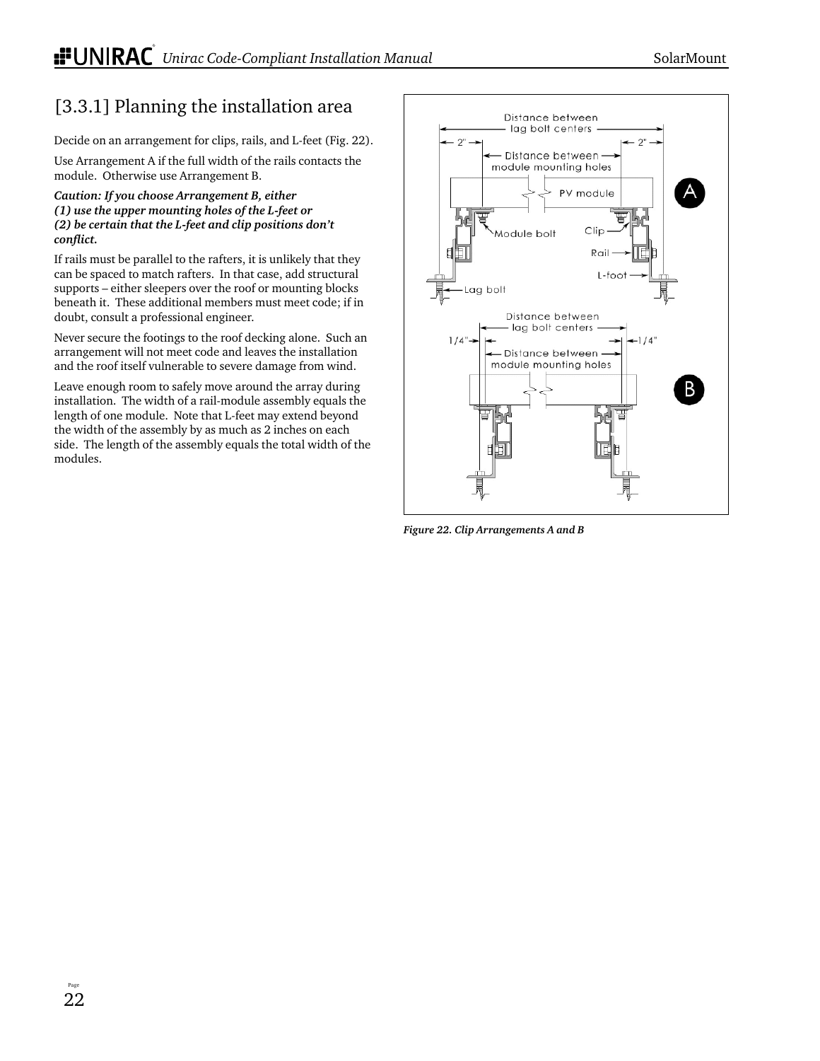## [3.3.1] Planning the installation area

Decide on an arrangement for clips, rails, and L-feet (Fig. 22).

Use Arrangement A if the full width of the rails contacts the module. Otherwise use Arrangement B.

***Caution: If you choose Arrangement B, either***
***(1) use the upper mounting holes of the L-feet or***
***(2) be certain that the L-feet and clip positions don't conflict.***

If rails must be parallel to the rafters, it is unlikely that they can be spaced to match rafters. In that case, add structural supports – either sleepers over the roof or mounting blocks beneath it. These additional members must meet code; if in doubt, consult a professional engineer.

Never secure the footings to the roof decking alone. Such an arrangement will not meet code and leaves the installation and the roof itself vulnerable to severe damage from wind.

Leave enough room to safely move around the array during installation. The width of a rail-module assembly equals the length of one module. Note that L-feet may extend beyond the width of the assembly by as much as 2 inches on each side. The length of the assembly equals the total width of the modules.

*Figure 22. Clip Arrangements A and B*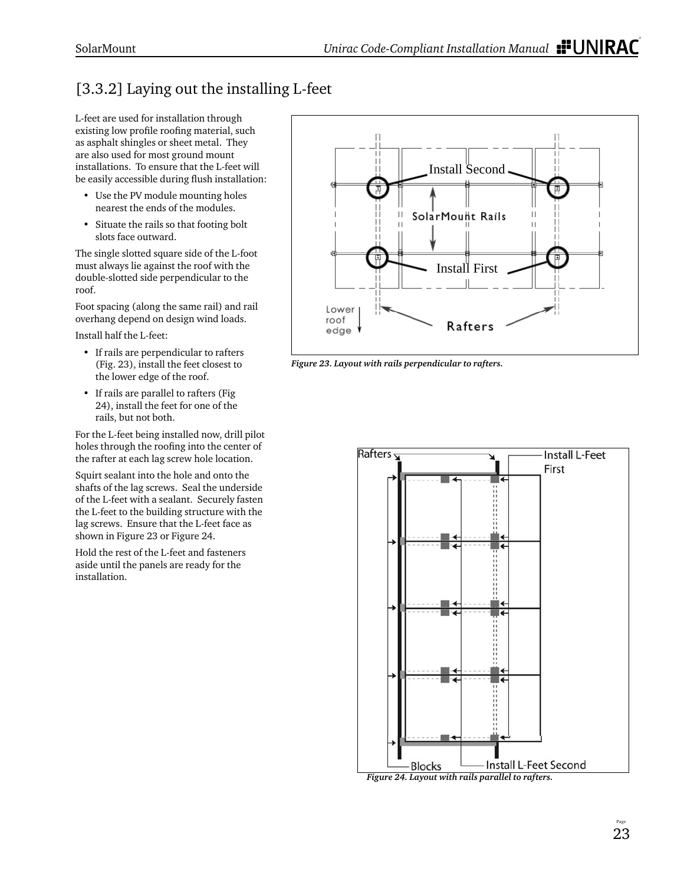## [3.3.2] Laying out the installing L-feet

L-feet are used for installation through existing low profile roofing material, such as asphalt shingles or sheet metal. They are also used for most ground mount installations. To ensure that the L-feet will be easily accessible during flush installation:

- Use the PV module mounting holes nearest the ends of the modules.
- Situate the rails so that footing bolt slots face outward.

The single slotted square side of the L-foot must always lie against the roof with the double-slotted side perpendicular to the roof.

Foot spacing (along the same rail) and rail overhang depend on design wind loads.

Install half the L-feet:

- If rails are perpendicular to rafters (Fig. 23), install the feet closest to the lower edge of the roof.
- If rails are parallel to rafters (Fig 24), install the feet for one of the rails, but not both.

For the L-feet being installed now, drill pilot holes through the roofing into the center of the rafter at each lag screw hole location.

Squirt sealant into the hole and onto the shafts of the lag screws. Seal the underside of the L-feet with a sealant. Securely fasten the L-feet to the building structure with the lag screws. Ensure that the L-feet face as shown in Figure 23 or Figure 24.

Hold the rest of the L-feet and fasteners aside until the panels are ready for the installation.

*Figure 23. Layout with rails perpendicular to rafters.*

*Figure 24. Layout with rails parallel to rafters.*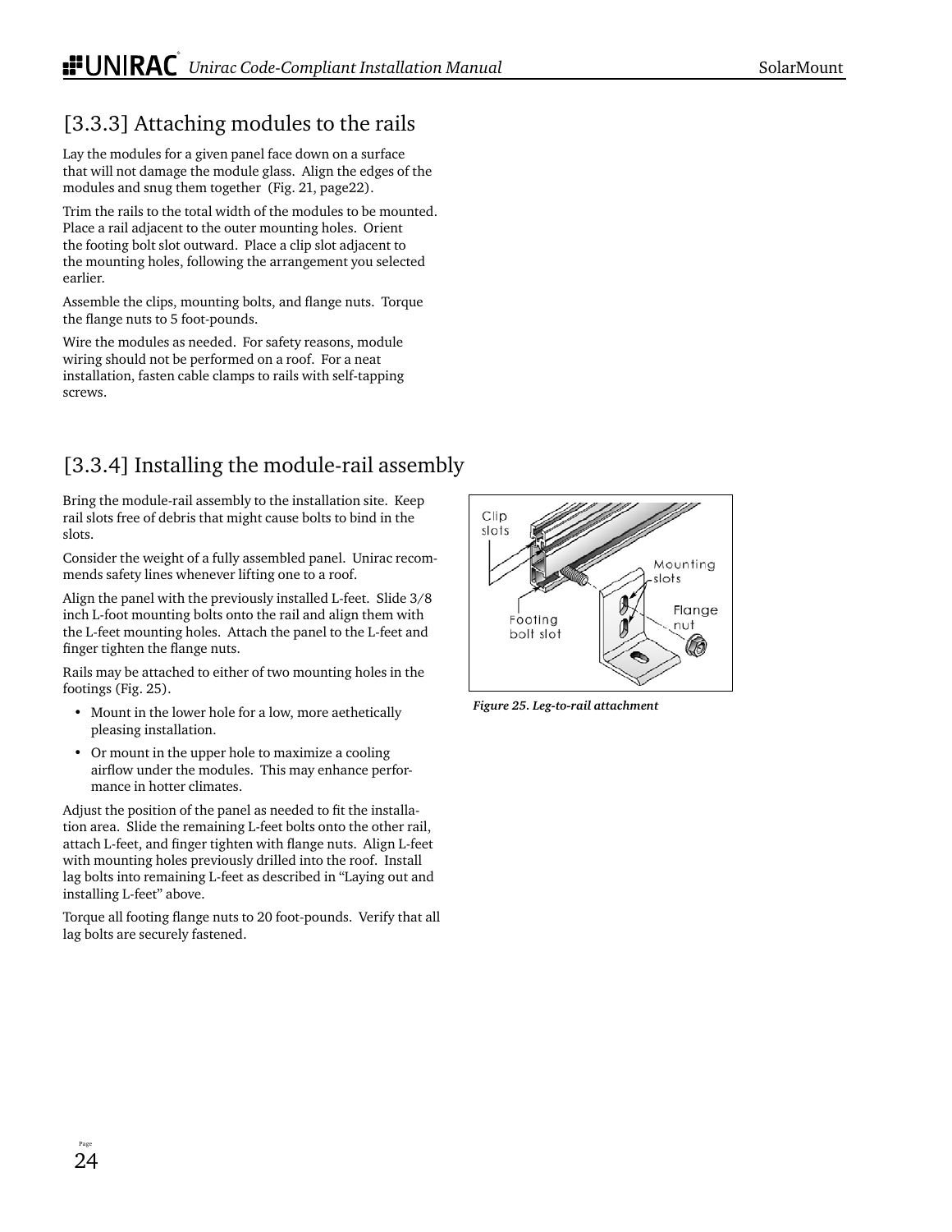## [3.3.3] Attaching modules to the rails

Lay the modules for a given panel face down on a surface that will not damage the module glass. Align the edges of the modules and snug them together (Fig. 21, page22).

Trim the rails to the total width of the modules to be mounted. Place a rail adjacent to the outer mounting holes. Orient the footing bolt slot outward. Place a clip slot adjacent to the mounting holes, following the arrangement you selected earlier.

Assemble the clips, mounting bolts, and flange nuts. Torque the flange nuts to 5 foot-pounds.

Wire the modules as needed. For safety reasons, module wiring should not be performed on a roof. For a neat installation, fasten cable clamps to rails with self-tapping screws.

## [3.3.4] Installing the module-rail assembly

Bring the module-rail assembly to the installation site. Keep rail slots free of debris that might cause bolts to bind in the slots.

Consider the weight of a fully assembled panel. Unirac recommends safety lines whenever lifting one to a roof.

Align the panel with the previously installed L-feet. Slide 3/8 inch L-foot mounting bolts onto the rail and align them with the L-feet mounting holes. Attach the panel to the L-feet and finger tighten the flange nuts.

Rails may be attached to either of two mounting holes in the footings (Fig. 25).

- Mount in the lower hole for a low, more aethetically pleasing installation.
- Or mount in the upper hole to maximize a cooling airflow under the modules. This may enhance performance in hotter climates.

Adjust the position of the panel as needed to fit the installation area. Slide the remaining L-feet bolts onto the other rail, attach L-feet, and finger tighten with flange nuts. Align L-feet with mounting holes previously drilled into the roof. Install lag bolts into remaining L-feet as described in "Laying out and installing L-feet" above.

Torque all footing flange nuts to 20 foot-pounds. Verify that all lag bolts are securely fastened.

Clip slots

Mounting slots

Flange nut

Footing bolt slot

*Figure 25. Leg-to-rail attachment*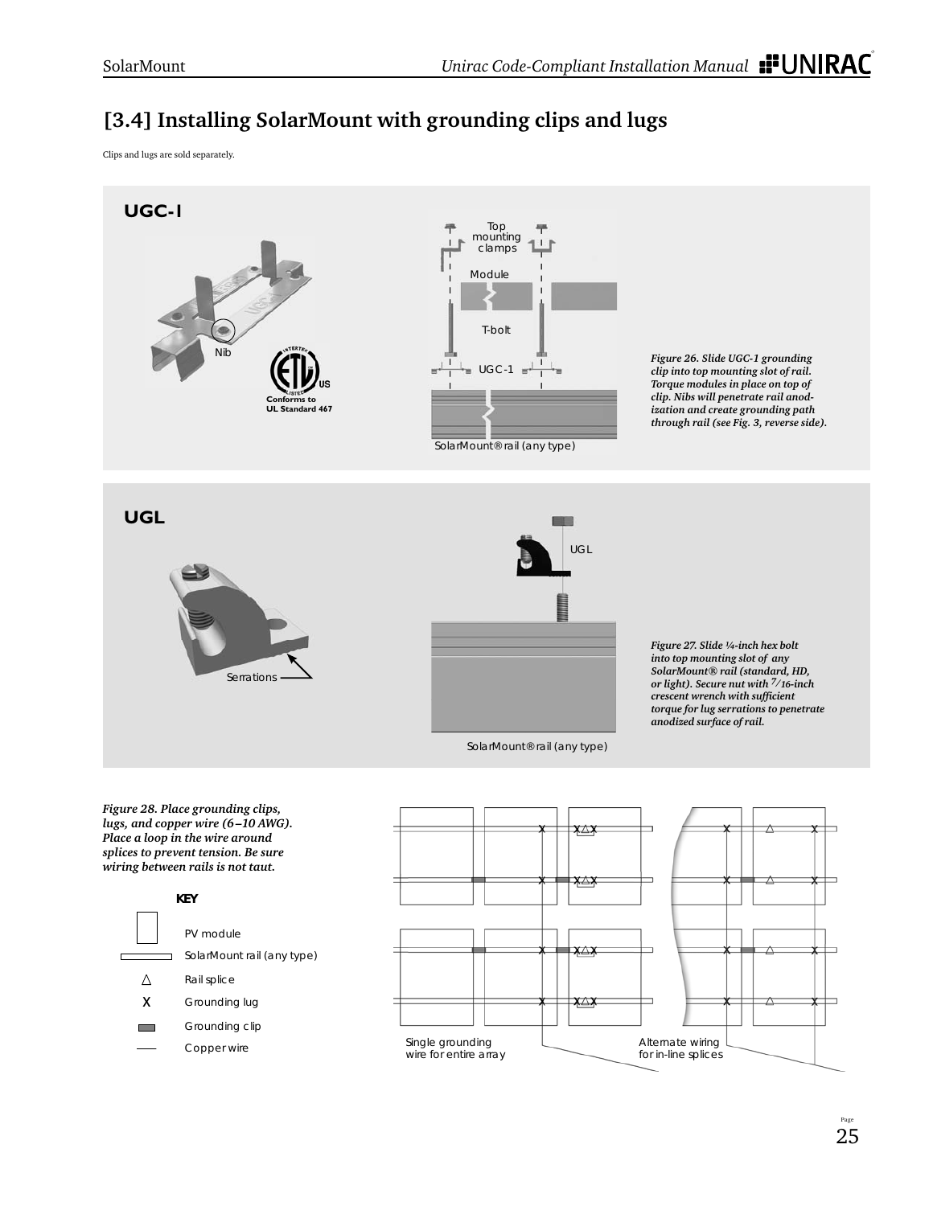# [3.4] Installing SolarMount with grounding clips and lugs

Clips and lugs are sold separately.

## UGC-1

Nib

Conforms to UL Standard 467

Top mounting clamps

Module

T-bolt

UGC-1

SolarMount® rail (any type)

*Figure 26. Slide UGC-1 grounding clip into top mounting slot of rail. Torque modules in place on top of clip. Nibs will penetrate rail anodization and create grounding path through rail (see Fig. 3, reverse side).*

## UGL

Serrations

UGL

SolarMount® rail (any type)

*Figure 27. Slide ¼-inch hex bolt into top mounting slot of any SolarMount® rail (standard, HD, or light). Secure nut with 7/16-inch crescent wrench with sufficient torque for lug serrations to penetrate anodized surface of rail.*

*Figure 28. Place grounding clips, lugs, and copper wire (6–10 AWG). Place a loop in the wire around splices to prevent tension. Be sure wiring between rails is not taut.*

**KEY**

| Symbol | Meaning |
|---|---|
| ▭ | PV module |
| ▭ | SolarMount rail (any type) |
| △ | Rail splice |
| X | Grounding lug |
| ▬ | Grounding clip |
| — | Copper wire |

Single grounding wire for entire array

Alternate wiring for in-line splices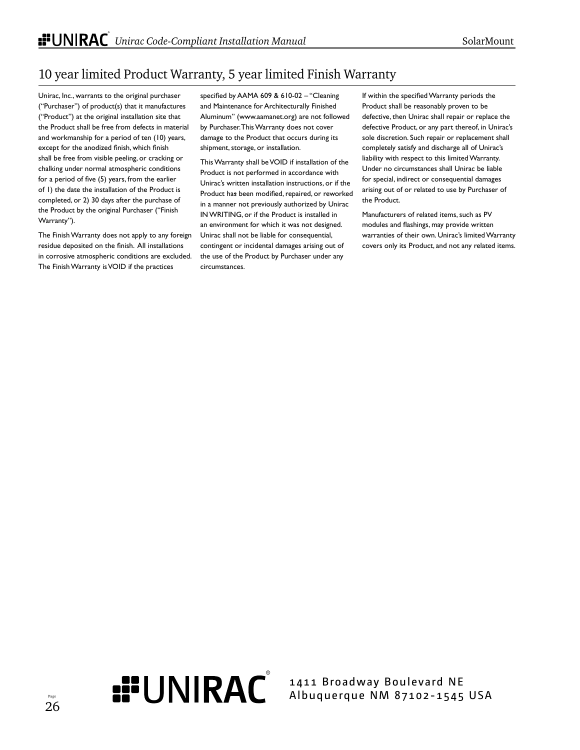## 10 year limited Product Warranty, 5 year limited Finish Warranty

Unirac, Inc., warrants to the original purchaser ("Purchaser") of product(s) that it manufactures ("Product") at the original installation site that the Product shall be free from defects in material and workmanship for a period of ten (10) years, except for the anodized finish, which finish shall be free from visible peeling, or cracking or chalking under normal atmospheric conditions for a period of five (5) years, from the earlier of 1) the date the installation of the Product is completed, or 2) 30 days after the purchase of the Product by the original Purchaser ("Finish Warranty").

The Finish Warranty does not apply to any foreign residue deposited on the finish. All installations in corrosive atmospheric conditions are excluded. The Finish Warranty is VOID if the practices specified by AAMA 609 & 610-02 – "Cleaning and Maintenance for Architecturally Finished Aluminum" (www.aamanet.org) are not followed by Purchaser. This Warranty does not cover damage to the Product that occurs during its shipment, storage, or installation.

This Warranty shall be VOID if installation of the Product is not performed in accordance with Unirac's written installation instructions, or if the Product has been modified, repaired, or reworked in a manner not previously authorized by Unirac IN WRITING, or if the Product is installed in an environment for which it was not designed. Unirac shall not be liable for consequential, contingent or incidental damages arising out of the use of the Product by Purchaser under any circumstances.

If within the specified Warranty periods the Product shall be reasonably proven to be defective, then Unirac shall repair or replace the defective Product, or any part thereof, in Unirac's sole discretion. Such repair or replacement shall completely satisfy and discharge all of Unirac's liability with respect to this limited Warranty. Under no circumstances shall Unirac be liable for special, indirect or consequential damages arising out of or related to use by Purchaser of the Product.

Manufacturers of related items, such as PV modules and flashings, may provide written warranties of their own. Unirac's limited Warranty covers only its Product, and not any related items.

UNIRAC®

1411 Broadway Boulevard NE
Albuquerque NM 87102-1545 USA